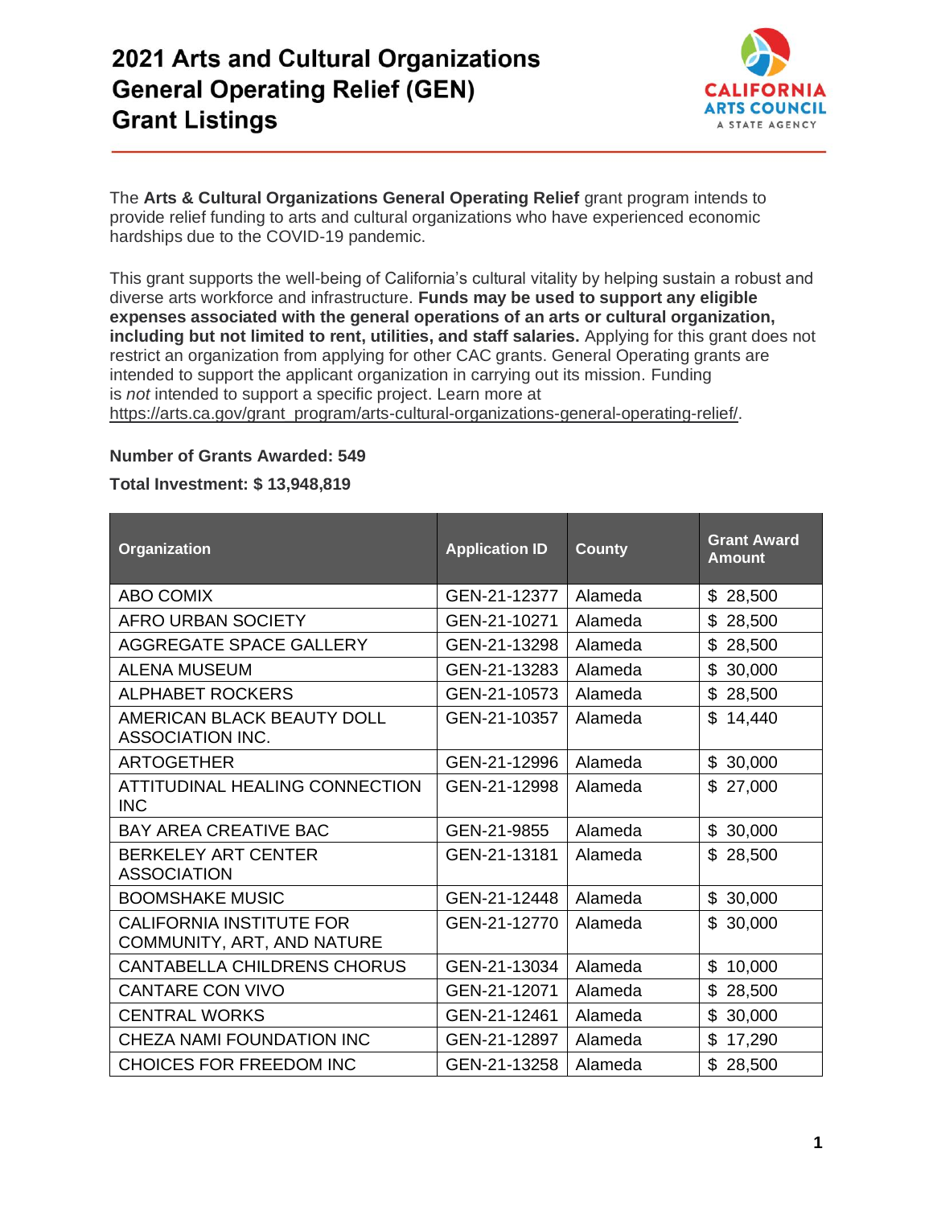# 2021 Arts and Cultural Organizations General Operating Relief (GEN) Grant Listings

The **Arts & Cultural Organizations General Operating Relief** grant program intends to provide relief funding to arts and cultural organizations who have experienced economic hardships due to the COVID-19 pandemic.

This grant supports the well-being of California's cultural vitality by helping sustain a robust and diverse arts workforce and infrastructure. **Funds may be used to support any eligible expenses associated with the general operations of an arts or cultural organization, including but not limited to rent, utilities, and staff salaries.** Applying for this grant does not restrict an organization from applying for other CAC grants. General Operating grants are intended to support the applicant organization in carrying out its mission. Funding is *not* intended to support a specific project. Learn more at https://arts.ca.gov/grant_program/arts-cultural-organizations-general-operating-relief/.

**Number of Grants Awarded: 549**

**Total Investment: $ 13,948,819**

| Organization | Application ID | County | Grant Award Amount |
|---|---|---|---|
| ABO COMIX | GEN-21-12377 | Alameda | $ 28,500 |
| AFRO URBAN SOCIETY | GEN-21-10271 | Alameda | $ 28,500 |
| AGGREGATE SPACE GALLERY | GEN-21-13298 | Alameda | $ 28,500 |
| ALENA MUSEUM | GEN-21-13283 | Alameda | $ 30,000 |
| ALPHABET ROCKERS | GEN-21-10573 | Alameda | $ 28,500 |
| AMERICAN BLACK BEAUTY DOLL ASSOCIATION INC. | GEN-21-10357 | Alameda | $ 14,440 |
| ARTOGETHER | GEN-21-12996 | Alameda | $ 30,000 |
| ATTITUDINAL HEALING CONNECTION INC | GEN-21-12998 | Alameda | $ 27,000 |
| BAY AREA CREATIVE BAC | GEN-21-9855 | Alameda | $ 30,000 |
| BERKELEY ART CENTER ASSOCIATION | GEN-21-13181 | Alameda | $ 28,500 |
| BOOMSHAKE MUSIC | GEN-21-12448 | Alameda | $ 30,000 |
| CALIFORNIA INSTITUTE FOR COMMUNITY, ART, AND NATURE | GEN-21-12770 | Alameda | $ 30,000 |
| CANTABELLA CHILDRENS CHORUS | GEN-21-13034 | Alameda | $ 10,000 |
| CANTARE CON VIVO | GEN-21-12071 | Alameda | $ 28,500 |
| CENTRAL WORKS | GEN-21-12461 | Alameda | $ 30,000 |
| CHEZA NAMI FOUNDATION INC | GEN-21-12897 | Alameda | $ 17,290 |
| CHOICES FOR FREEDOM INC | GEN-21-13258 | Alameda | $ 28,500 |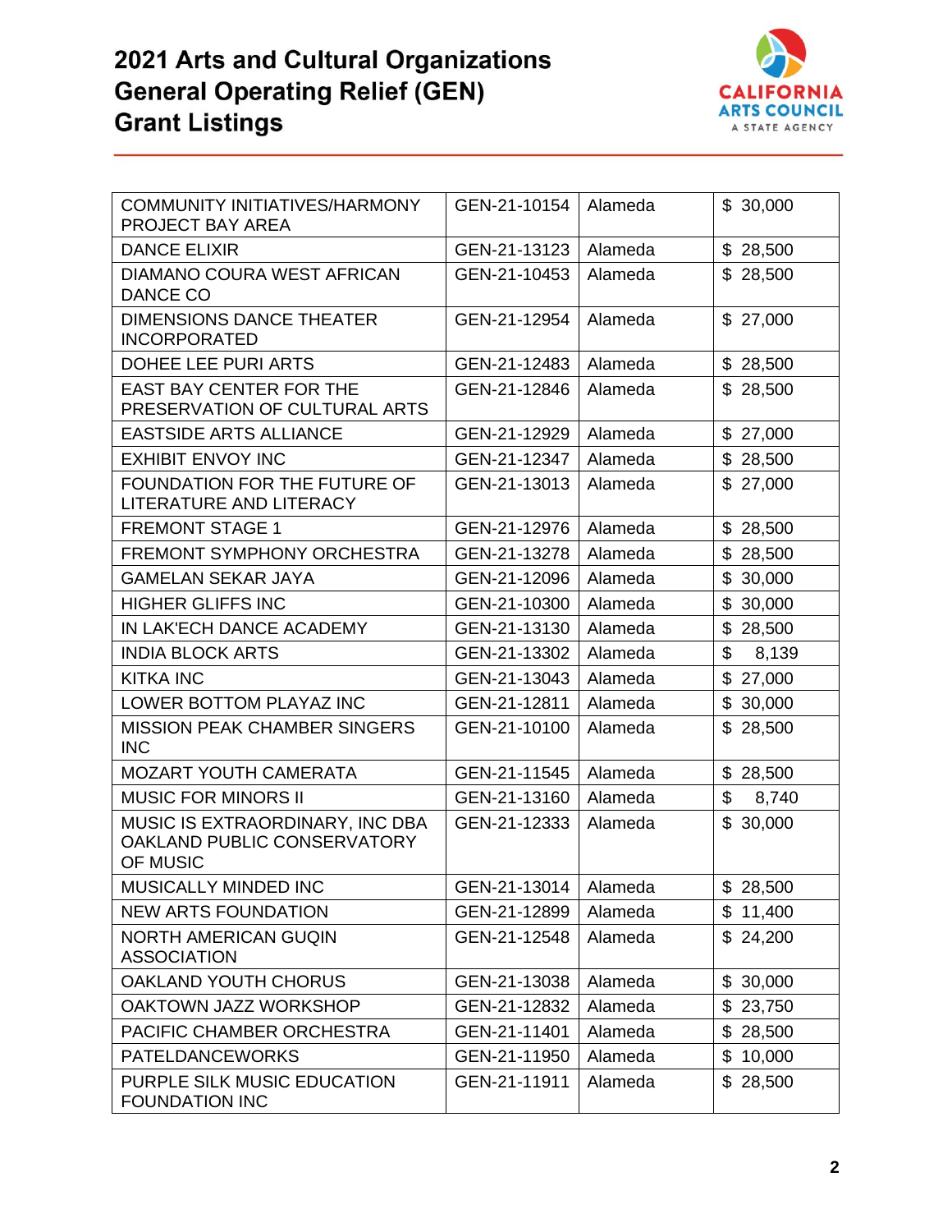# 2021 Arts and Cultural Organizations General Operating Relief (GEN) Grant Listings

| | | | |
|---|---|---|---|
| COMMUNITY INITIATIVES/HARMONY PROJECT BAY AREA | GEN-21-10154 | Alameda | $ 30,000 |
| DANCE ELIXIR | GEN-21-13123 | Alameda | $ 28,500 |
| DIAMANO COURA WEST AFRICAN DANCE CO | GEN-21-10453 | Alameda | $ 28,500 |
| DIMENSIONS DANCE THEATER INCORPORATED | GEN-21-12954 | Alameda | $ 27,000 |
| DOHEE LEE PURI ARTS | GEN-21-12483 | Alameda | $ 28,500 |
| EAST BAY CENTER FOR THE PRESERVATION OF CULTURAL ARTS | GEN-21-12846 | Alameda | $ 28,500 |
| EASTSIDE ARTS ALLIANCE | GEN-21-12929 | Alameda | $ 27,000 |
| EXHIBIT ENVOY INC | GEN-21-12347 | Alameda | $ 28,500 |
| FOUNDATION FOR THE FUTURE OF LITERATURE AND LITERACY | GEN-21-13013 | Alameda | $ 27,000 |
| FREMONT STAGE 1 | GEN-21-12976 | Alameda | $ 28,500 |
| FREMONT SYMPHONY ORCHESTRA | GEN-21-13278 | Alameda | $ 28,500 |
| GAMELAN SEKAR JAYA | GEN-21-12096 | Alameda | $ 30,000 |
| HIGHER GLIFFS INC | GEN-21-10300 | Alameda | $ 30,000 |
| IN LAK'ECH DANCE ACADEMY | GEN-21-13130 | Alameda | $ 28,500 |
| INDIA BLOCK ARTS | GEN-21-13302 | Alameda | $ 8,139 |
| KITKA INC | GEN-21-13043 | Alameda | $ 27,000 |
| LOWER BOTTOM PLAYAZ INC | GEN-21-12811 | Alameda | $ 30,000 |
| MISSION PEAK CHAMBER SINGERS INC | GEN-21-10100 | Alameda | $ 28,500 |
| MOZART YOUTH CAMERATA | GEN-21-11545 | Alameda | $ 28,500 |
| MUSIC FOR MINORS II | GEN-21-13160 | Alameda | $ 8,740 |
| MUSIC IS EXTRAORDINARY, INC DBA OAKLAND PUBLIC CONSERVATORY OF MUSIC | GEN-21-12333 | Alameda | $ 30,000 |
| MUSICALLY MINDED INC | GEN-21-13014 | Alameda | $ 28,500 |
| NEW ARTS FOUNDATION | GEN-21-12899 | Alameda | $ 11,400 |
| NORTH AMERICAN GUQIN ASSOCIATION | GEN-21-12548 | Alameda | $ 24,200 |
| OAKLAND YOUTH CHORUS | GEN-21-13038 | Alameda | $ 30,000 |
| OAKTOWN JAZZ WORKSHOP | GEN-21-12832 | Alameda | $ 23,750 |
| PACIFIC CHAMBER ORCHESTRA | GEN-21-11401 | Alameda | $ 28,500 |
| PATELDANCEWORKS | GEN-21-11950 | Alameda | $ 10,000 |
| PURPLE SILK MUSIC EDUCATION FOUNDATION INC | GEN-21-11911 | Alameda | $ 28,500 |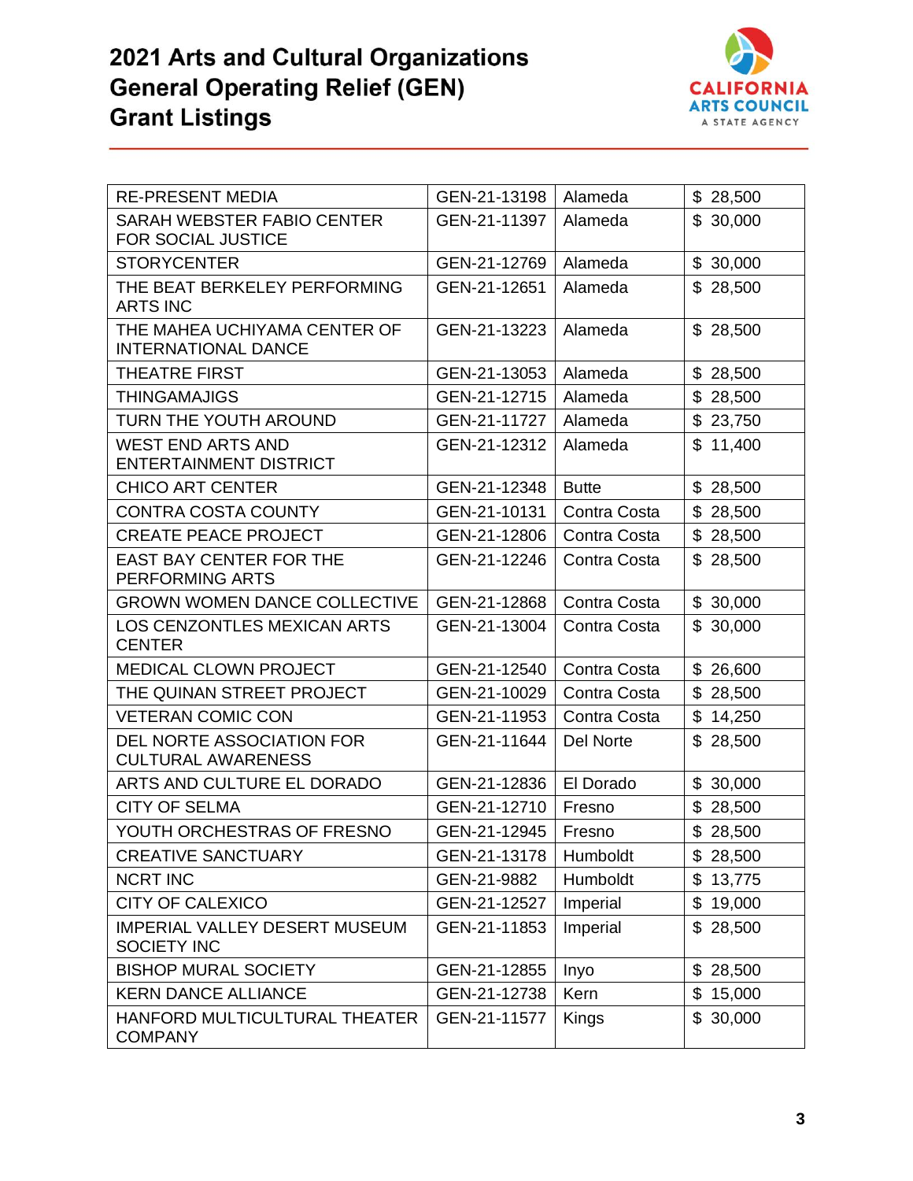# 2021 Arts and Cultural Organizations General Operating Relief (GEN) Grant Listings

| | | | |
|---|---|---|---|
| RE-PRESENT MEDIA | GEN-21-13198 | Alameda | $ 28,500 |
| SARAH WEBSTER FABIO CENTER FOR SOCIAL JUSTICE | GEN-21-11397 | Alameda | $ 30,000 |
| STORYCENTER | GEN-21-12769 | Alameda | $ 30,000 |
| THE BEAT BERKELEY PERFORMING ARTS INC | GEN-21-12651 | Alameda | $ 28,500 |
| THE MAHEA UCHIYAMA CENTER OF INTERNATIONAL DANCE | GEN-21-13223 | Alameda | $ 28,500 |
| THEATRE FIRST | GEN-21-13053 | Alameda | $ 28,500 |
| THINGAMAJIGS | GEN-21-12715 | Alameda | $ 28,500 |
| TURN THE YOUTH AROUND | GEN-21-11727 | Alameda | $ 23,750 |
| WEST END ARTS AND ENTERTAINMENT DISTRICT | GEN-21-12312 | Alameda | $ 11,400 |
| CHICO ART CENTER | GEN-21-12348 | Butte | $ 28,500 |
| CONTRA COSTA COUNTY | GEN-21-10131 | Contra Costa | $ 28,500 |
| CREATE PEACE PROJECT | GEN-21-12806 | Contra Costa | $ 28,500 |
| EAST BAY CENTER FOR THE PERFORMING ARTS | GEN-21-12246 | Contra Costa | $ 28,500 |
| GROWN WOMEN DANCE COLLECTIVE | GEN-21-12868 | Contra Costa | $ 30,000 |
| LOS CENZONTLES MEXICAN ARTS CENTER | GEN-21-13004 | Contra Costa | $ 30,000 |
| MEDICAL CLOWN PROJECT | GEN-21-12540 | Contra Costa | $ 26,600 |
| THE QUINAN STREET PROJECT | GEN-21-10029 | Contra Costa | $ 28,500 |
| VETERAN COMIC CON | GEN-21-11953 | Contra Costa | $ 14,250 |
| DEL NORTE ASSOCIATION FOR CULTURAL AWARENESS | GEN-21-11644 | Del Norte | $ 28,500 |
| ARTS AND CULTURE EL DORADO | GEN-21-12836 | El Dorado | $ 30,000 |
| CITY OF SELMA | GEN-21-12710 | Fresno | $ 28,500 |
| YOUTH ORCHESTRAS OF FRESNO | GEN-21-12945 | Fresno | $ 28,500 |
| CREATIVE SANCTUARY | GEN-21-13178 | Humboldt | $ 28,500 |
| NCRT INC | GEN-21-9882 | Humboldt | $ 13,775 |
| CITY OF CALEXICO | GEN-21-12527 | Imperial | $ 19,000 |
| IMPERIAL VALLEY DESERT MUSEUM SOCIETY INC | GEN-21-11853 | Imperial | $ 28,500 |
| BISHOP MURAL SOCIETY | GEN-21-12855 | Inyo | $ 28,500 |
| KERN DANCE ALLIANCE | GEN-21-12738 | Kern | $ 15,000 |
| HANFORD MULTICULTURAL THEATER COMPANY | GEN-21-11577 | Kings | $ 30,000 |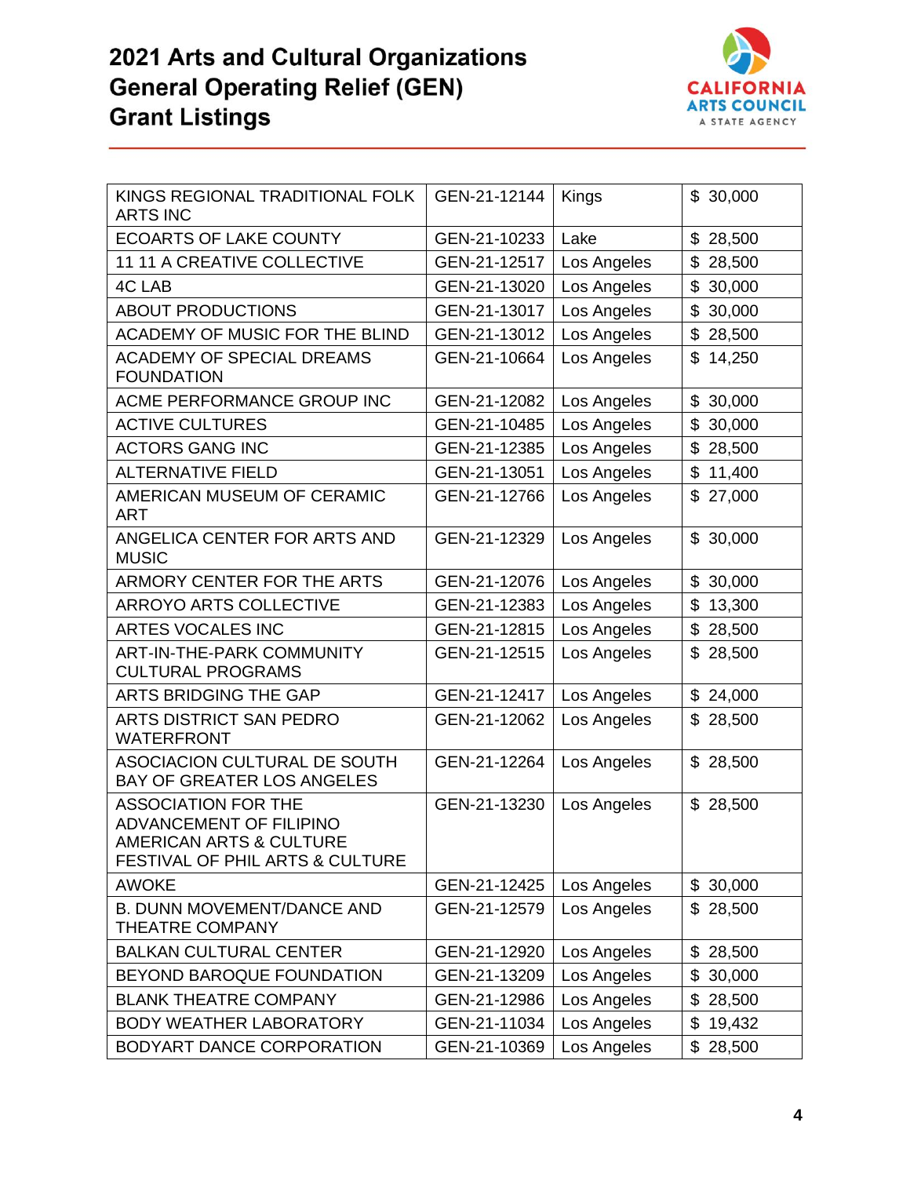# 2021 Arts and Cultural Organizations General Operating Relief (GEN) Grant Listings

| | | | |
|---|---|---|---|
| KINGS REGIONAL TRADITIONAL FOLK ARTS INC | GEN-21-12144 | Kings | $ 30,000 |
| ECOARTS OF LAKE COUNTY | GEN-21-10233 | Lake | $ 28,500 |
| 11 11 A CREATIVE COLLECTIVE | GEN-21-12517 | Los Angeles | $ 28,500 |
| 4C LAB | GEN-21-13020 | Los Angeles | $ 30,000 |
| ABOUT PRODUCTIONS | GEN-21-13017 | Los Angeles | $ 30,000 |
| ACADEMY OF MUSIC FOR THE BLIND | GEN-21-13012 | Los Angeles | $ 28,500 |
| ACADEMY OF SPECIAL DREAMS FOUNDATION | GEN-21-10664 | Los Angeles | $ 14,250 |
| ACME PERFORMANCE GROUP INC | GEN-21-12082 | Los Angeles | $ 30,000 |
| ACTIVE CULTURES | GEN-21-10485 | Los Angeles | $ 30,000 |
| ACTORS GANG INC | GEN-21-12385 | Los Angeles | $ 28,500 |
| ALTERNATIVE FIELD | GEN-21-13051 | Los Angeles | $ 11,400 |
| AMERICAN MUSEUM OF CERAMIC ART | GEN-21-12766 | Los Angeles | $ 27,000 |
| ANGELICA CENTER FOR ARTS AND MUSIC | GEN-21-12329 | Los Angeles | $ 30,000 |
| ARMORY CENTER FOR THE ARTS | GEN-21-12076 | Los Angeles | $ 30,000 |
| ARROYO ARTS COLLECTIVE | GEN-21-12383 | Los Angeles | $ 13,300 |
| ARTES VOCALES INC | GEN-21-12815 | Los Angeles | $ 28,500 |
| ART-IN-THE-PARK COMMUNITY CULTURAL PROGRAMS | GEN-21-12515 | Los Angeles | $ 28,500 |
| ARTS BRIDGING THE GAP | GEN-21-12417 | Los Angeles | $ 24,000 |
| ARTS DISTRICT SAN PEDRO WATERFRONT | GEN-21-12062 | Los Angeles | $ 28,500 |
| ASOCIACION CULTURAL DE SOUTH BAY OF GREATER LOS ANGELES | GEN-21-12264 | Los Angeles | $ 28,500 |
| ASSOCIATION FOR THE ADVANCEMENT OF FILIPINO AMERICAN ARTS & CULTURE FESTIVAL OF PHIL ARTS & CULTURE | GEN-21-13230 | Los Angeles | $ 28,500 |
| AWOKE | GEN-21-12425 | Los Angeles | $ 30,000 |
| B. DUNN MOVEMENT/DANCE AND THEATRE COMPANY | GEN-21-12579 | Los Angeles | $ 28,500 |
| BALKAN CULTURAL CENTER | GEN-21-12920 | Los Angeles | $ 28,500 |
| BEYOND BAROQUE FOUNDATION | GEN-21-13209 | Los Angeles | $ 30,000 |
| BLANK THEATRE COMPANY | GEN-21-12986 | Los Angeles | $ 28,500 |
| BODY WEATHER LABORATORY | GEN-21-11034 | Los Angeles | $ 19,432 |
| BODYART DANCE CORPORATION | GEN-21-10369 | Los Angeles | $ 28,500 |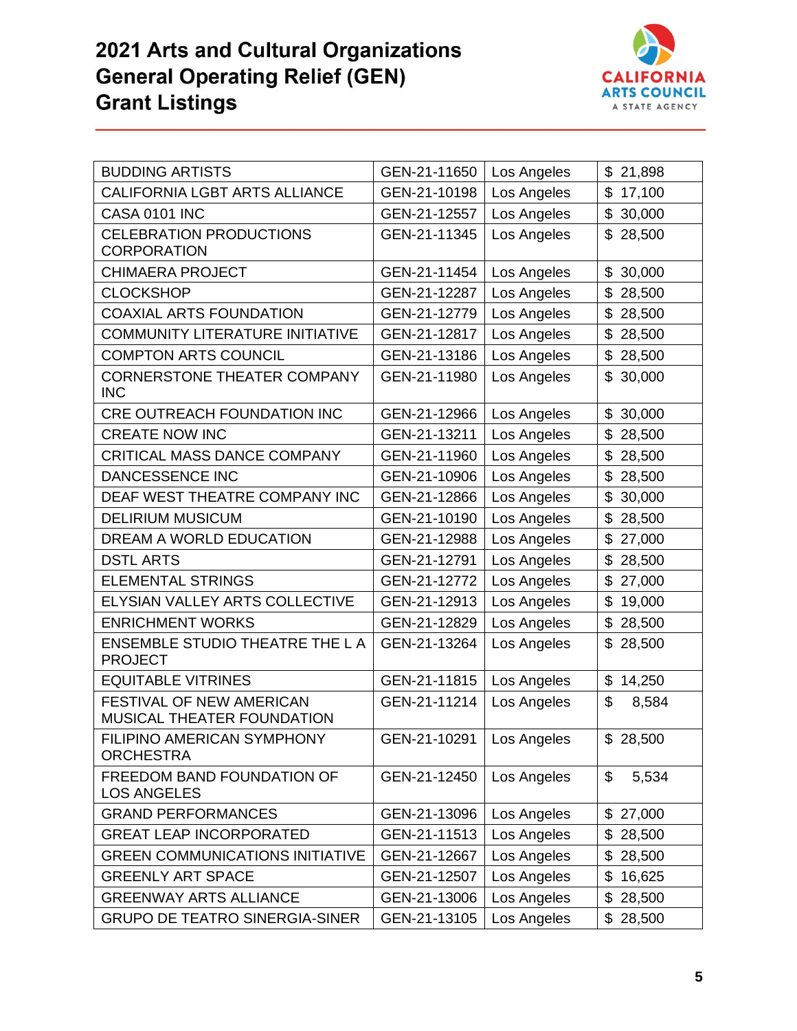# 2021 Arts and Cultural Organizations General Operating Relief (GEN) Grant Listings

| | | | |
|---|---|---|---|
| BUDDING ARTISTS | GEN-21-11650 | Los Angeles | $ 21,898 |
| CALIFORNIA LGBT ARTS ALLIANCE | GEN-21-10198 | Los Angeles | $ 17,100 |
| CASA 0101 INC | GEN-21-12557 | Los Angeles | $ 30,000 |
| CELEBRATION PRODUCTIONS CORPORATION | GEN-21-11345 | Los Angeles | $ 28,500 |
| CHIMAERA PROJECT | GEN-21-11454 | Los Angeles | $ 30,000 |
| CLOCKSHOP | GEN-21-12287 | Los Angeles | $ 28,500 |
| COAXIAL ARTS FOUNDATION | GEN-21-12779 | Los Angeles | $ 28,500 |
| COMMUNITY LITERATURE INITIATIVE | GEN-21-12817 | Los Angeles | $ 28,500 |
| COMPTON ARTS COUNCIL | GEN-21-13186 | Los Angeles | $ 28,500 |
| CORNERSTONE THEATER COMPANY INC | GEN-21-11980 | Los Angeles | $ 30,000 |
| CRE OUTREACH FOUNDATION INC | GEN-21-12966 | Los Angeles | $ 30,000 |
| CREATE NOW INC | GEN-21-13211 | Los Angeles | $ 28,500 |
| CRITICAL MASS DANCE COMPANY | GEN-21-11960 | Los Angeles | $ 28,500 |
| DANCESSENCE INC | GEN-21-10906 | Los Angeles | $ 28,500 |
| DEAF WEST THEATRE COMPANY INC | GEN-21-12866 | Los Angeles | $ 30,000 |
| DELIRIUM MUSICUM | GEN-21-10190 | Los Angeles | $ 28,500 |
| DREAM A WORLD EDUCATION | GEN-21-12988 | Los Angeles | $ 27,000 |
| DSTL ARTS | GEN-21-12791 | Los Angeles | $ 28,500 |
| ELEMENTAL STRINGS | GEN-21-12772 | Los Angeles | $ 27,000 |
| ELYSIAN VALLEY ARTS COLLECTIVE | GEN-21-12913 | Los Angeles | $ 19,000 |
| ENRICHMENT WORKS | GEN-21-12829 | Los Angeles | $ 28,500 |
| ENSEMBLE STUDIO THEATRE THE L A PROJECT | GEN-21-13264 | Los Angeles | $ 28,500 |
| EQUITABLE VITRINES | GEN-21-11815 | Los Angeles | $ 14,250 |
| FESTIVAL OF NEW AMERICAN MUSICAL THEATER FOUNDATION | GEN-21-11214 | Los Angeles | $ 8,584 |
| FILIPINO AMERICAN SYMPHONY ORCHESTRA | GEN-21-10291 | Los Angeles | $ 28,500 |
| FREEDOM BAND FOUNDATION OF LOS ANGELES | GEN-21-12450 | Los Angeles | $ 5,534 |
| GRAND PERFORMANCES | GEN-21-13096 | Los Angeles | $ 27,000 |
| GREAT LEAP INCORPORATED | GEN-21-11513 | Los Angeles | $ 28,500 |
| GREEN COMMUNICATIONS INITIATIVE | GEN-21-12667 | Los Angeles | $ 28,500 |
| GREENLY ART SPACE | GEN-21-12507 | Los Angeles | $ 16,625 |
| GREENWAY ARTS ALLIANCE | GEN-21-13006 | Los Angeles | $ 28,500 |
| GRUPO DE TEATRO SINERGIA-SINER | GEN-21-13105 | Los Angeles | $ 28,500 |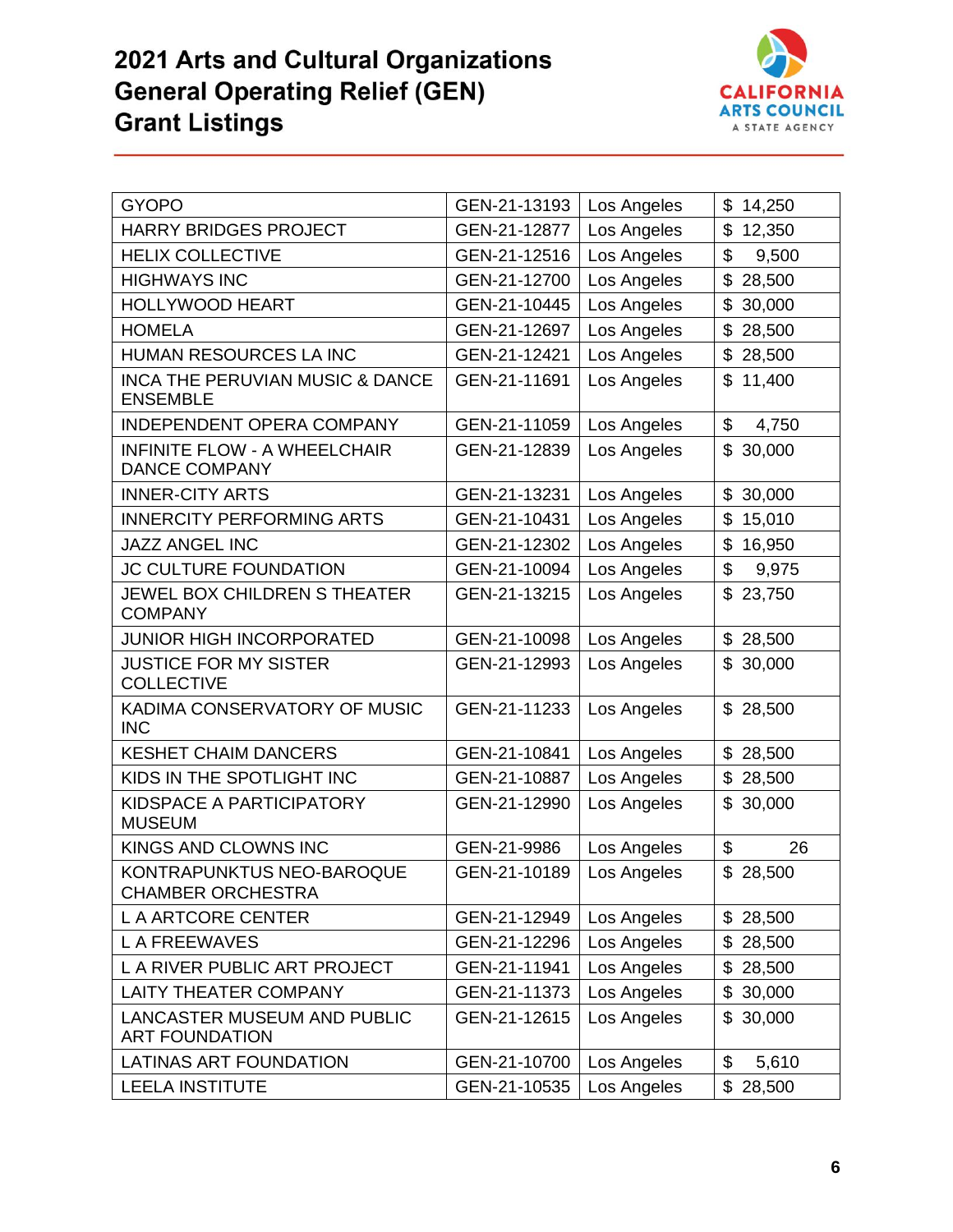# 2021 Arts and Cultural Organizations General Operating Relief (GEN) Grant Listings

| | | | |
|---|---|---|---|
| GYOPO | GEN-21-13193 | Los Angeles | $ 14,250 |
| HARRY BRIDGES PROJECT | GEN-21-12877 | Los Angeles | $ 12,350 |
| HELIX COLLECTIVE | GEN-21-12516 | Los Angeles | $ 9,500 |
| HIGHWAYS INC | GEN-21-12700 | Los Angeles | $ 28,500 |
| HOLLYWOOD HEART | GEN-21-10445 | Los Angeles | $ 30,000 |
| HOMELA | GEN-21-12697 | Los Angeles | $ 28,500 |
| HUMAN RESOURCES LA INC | GEN-21-12421 | Los Angeles | $ 28,500 |
| INCA THE PERUVIAN MUSIC & DANCE ENSEMBLE | GEN-21-11691 | Los Angeles | $ 11,400 |
| INDEPENDENT OPERA COMPANY | GEN-21-11059 | Los Angeles | $ 4,750 |
| INFINITE FLOW - A WHEELCHAIR DANCE COMPANY | GEN-21-12839 | Los Angeles | $ 30,000 |
| INNER-CITY ARTS | GEN-21-13231 | Los Angeles | $ 30,000 |
| INNERCITY PERFORMING ARTS | GEN-21-10431 | Los Angeles | $ 15,010 |
| JAZZ ANGEL INC | GEN-21-12302 | Los Angeles | $ 16,950 |
| JC CULTURE FOUNDATION | GEN-21-10094 | Los Angeles | $ 9,975 |
| JEWEL BOX CHILDREN S THEATER COMPANY | GEN-21-13215 | Los Angeles | $ 23,750 |
| JUNIOR HIGH INCORPORATED | GEN-21-10098 | Los Angeles | $ 28,500 |
| JUSTICE FOR MY SISTER COLLECTIVE | GEN-21-12993 | Los Angeles | $ 30,000 |
| KADIMA CONSERVATORY OF MUSIC INC | GEN-21-11233 | Los Angeles | $ 28,500 |
| KESHET CHAIM DANCERS | GEN-21-10841 | Los Angeles | $ 28,500 |
| KIDS IN THE SPOTLIGHT INC | GEN-21-10887 | Los Angeles | $ 28,500 |
| KIDSPACE A PARTICIPATORY MUSEUM | GEN-21-12990 | Los Angeles | $ 30,000 |
| KINGS AND CLOWNS INC | GEN-21-9986 | Los Angeles | $ 26 |
| KONTRAPUNKTUS NEO-BAROQUE CHAMBER ORCHESTRA | GEN-21-10189 | Los Angeles | $ 28,500 |
| L A ARTCORE CENTER | GEN-21-12949 | Los Angeles | $ 28,500 |
| L A FREEWAVES | GEN-21-12296 | Los Angeles | $ 28,500 |
| L A RIVER PUBLIC ART PROJECT | GEN-21-11941 | Los Angeles | $ 28,500 |
| LAITY THEATER COMPANY | GEN-21-11373 | Los Angeles | $ 30,000 |
| LANCASTER MUSEUM AND PUBLIC ART FOUNDATION | GEN-21-12615 | Los Angeles | $ 30,000 |
| LATINAS ART FOUNDATION | GEN-21-10700 | Los Angeles | $ 5,610 |
| LEELA INSTITUTE | GEN-21-10535 | Los Angeles | $ 28,500 |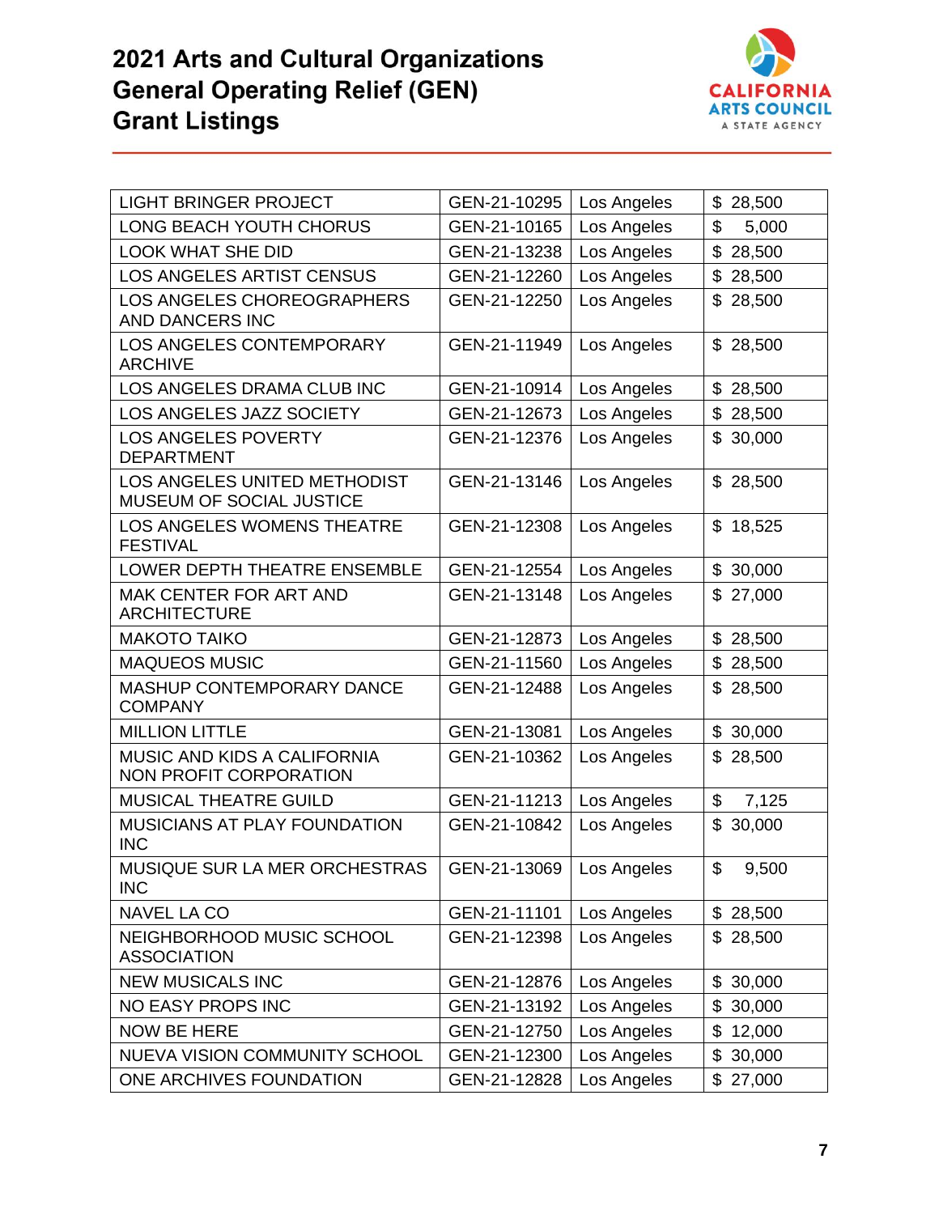# 2021 Arts and Cultural Organizations General Operating Relief (GEN) Grant Listings

| | | | |
|---|---|---|---|
| LIGHT BRINGER PROJECT | GEN-21-10295 | Los Angeles | $ 28,500 |
| LONG BEACH YOUTH CHORUS | GEN-21-10165 | Los Angeles | $ 5,000 |
| LOOK WHAT SHE DID | GEN-21-13238 | Los Angeles | $ 28,500 |
| LOS ANGELES ARTIST CENSUS | GEN-21-12260 | Los Angeles | $ 28,500 |
| LOS ANGELES CHOREOGRAPHERS AND DANCERS INC | GEN-21-12250 | Los Angeles | $ 28,500 |
| LOS ANGELES CONTEMPORARY ARCHIVE | GEN-21-11949 | Los Angeles | $ 28,500 |
| LOS ANGELES DRAMA CLUB INC | GEN-21-10914 | Los Angeles | $ 28,500 |
| LOS ANGELES JAZZ SOCIETY | GEN-21-12673 | Los Angeles | $ 28,500 |
| LOS ANGELES POVERTY DEPARTMENT | GEN-21-12376 | Los Angeles | $ 30,000 |
| LOS ANGELES UNITED METHODIST MUSEUM OF SOCIAL JUSTICE | GEN-21-13146 | Los Angeles | $ 28,500 |
| LOS ANGELES WOMENS THEATRE FESTIVAL | GEN-21-12308 | Los Angeles | $ 18,525 |
| LOWER DEPTH THEATRE ENSEMBLE | GEN-21-12554 | Los Angeles | $ 30,000 |
| MAK CENTER FOR ART AND ARCHITECTURE | GEN-21-13148 | Los Angeles | $ 27,000 |
| MAKOTO TAIKO | GEN-21-12873 | Los Angeles | $ 28,500 |
| MAQUEOS MUSIC | GEN-21-11560 | Los Angeles | $ 28,500 |
| MASHUP CONTEMPORARY DANCE COMPANY | GEN-21-12488 | Los Angeles | $ 28,500 |
| MILLION LITTLE | GEN-21-13081 | Los Angeles | $ 30,000 |
| MUSIC AND KIDS A CALIFORNIA NON PROFIT CORPORATION | GEN-21-10362 | Los Angeles | $ 28,500 |
| MUSICAL THEATRE GUILD | GEN-21-11213 | Los Angeles | $ 7,125 |
| MUSICIANS AT PLAY FOUNDATION INC | GEN-21-10842 | Los Angeles | $ 30,000 |
| MUSIQUE SUR LA MER ORCHESTRAS INC | GEN-21-13069 | Los Angeles | $ 9,500 |
| NAVEL LA CO | GEN-21-11101 | Los Angeles | $ 28,500 |
| NEIGHBORHOOD MUSIC SCHOOL ASSOCIATION | GEN-21-12398 | Los Angeles | $ 28,500 |
| NEW MUSICALS INC | GEN-21-12876 | Los Angeles | $ 30,000 |
| NO EASY PROPS INC | GEN-21-13192 | Los Angeles | $ 30,000 |
| NOW BE HERE | GEN-21-12750 | Los Angeles | $ 12,000 |
| NUEVA VISION COMMUNITY SCHOOL | GEN-21-12300 | Los Angeles | $ 30,000 |
| ONE ARCHIVES FOUNDATION | GEN-21-12828 | Los Angeles | $ 27,000 |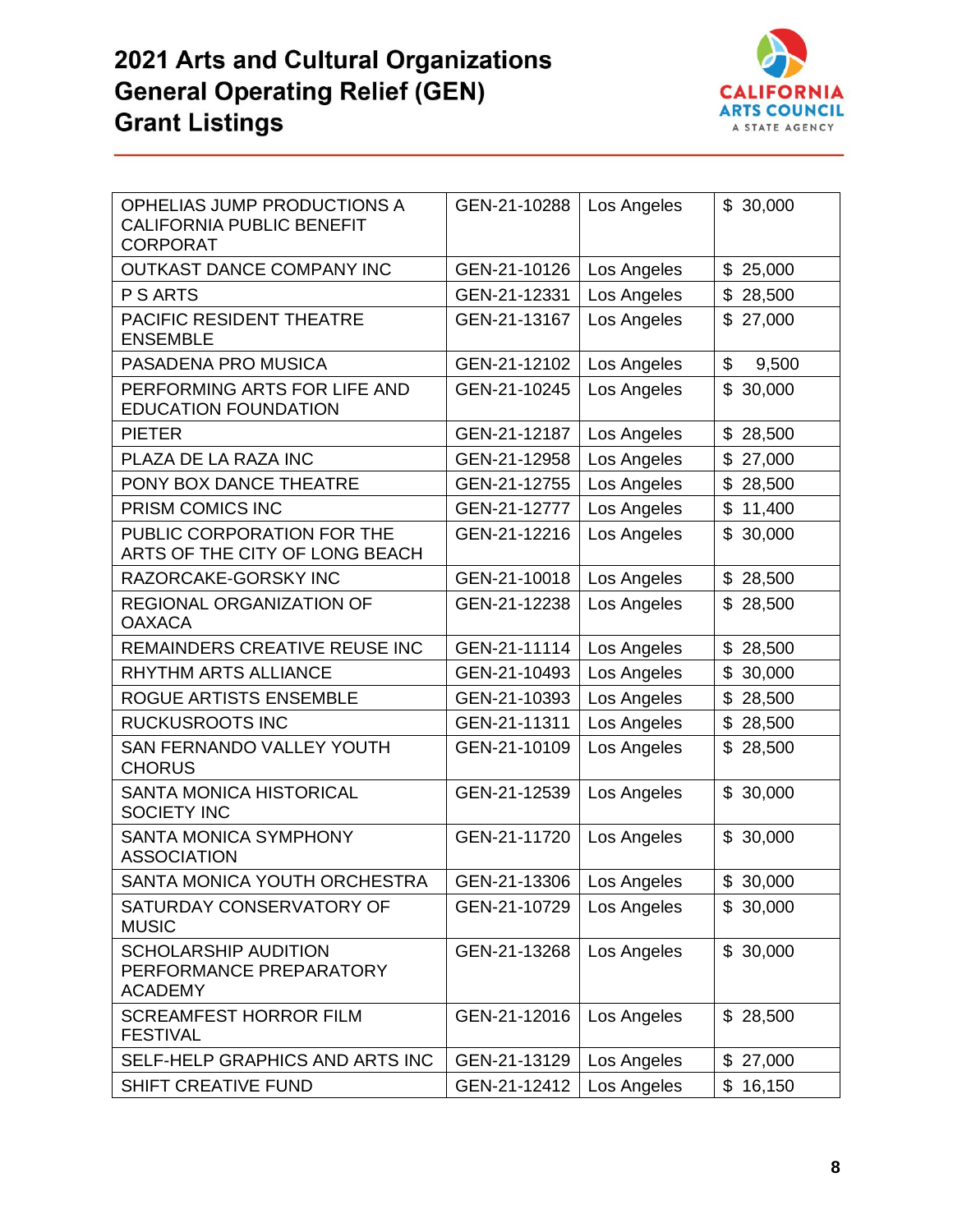# 2021 Arts and Cultural Organizations General Operating Relief (GEN) Grant Listings

| | | | |
|---|---|---|---|
| OPHELIAS JUMP PRODUCTIONS A CALIFORNIA PUBLIC BENEFIT CORPORAT | GEN-21-10288 | Los Angeles | $ 30,000 |
| OUTKAST DANCE COMPANY INC | GEN-21-10126 | Los Angeles | $ 25,000 |
| P S ARTS | GEN-21-12331 | Los Angeles | $ 28,500 |
| PACIFIC RESIDENT THEATRE ENSEMBLE | GEN-21-13167 | Los Angeles | $ 27,000 |
| PASADENA PRO MUSICA | GEN-21-12102 | Los Angeles | $ 9,500 |
| PERFORMING ARTS FOR LIFE AND EDUCATION FOUNDATION | GEN-21-10245 | Los Angeles | $ 30,000 |
| PIETER | GEN-21-12187 | Los Angeles | $ 28,500 |
| PLAZA DE LA RAZA INC | GEN-21-12958 | Los Angeles | $ 27,000 |
| PONY BOX DANCE THEATRE | GEN-21-12755 | Los Angeles | $ 28,500 |
| PRISM COMICS INC | GEN-21-12777 | Los Angeles | $ 11,400 |
| PUBLIC CORPORATION FOR THE ARTS OF THE CITY OF LONG BEACH | GEN-21-12216 | Los Angeles | $ 30,000 |
| RAZORCAKE-GORSKY INC | GEN-21-10018 | Los Angeles | $ 28,500 |
| REGIONAL ORGANIZATION OF OAXACA | GEN-21-12238 | Los Angeles | $ 28,500 |
| REMAINDERS CREATIVE REUSE INC | GEN-21-11114 | Los Angeles | $ 28,500 |
| RHYTHM ARTS ALLIANCE | GEN-21-10493 | Los Angeles | $ 30,000 |
| ROGUE ARTISTS ENSEMBLE | GEN-21-10393 | Los Angeles | $ 28,500 |
| RUCKUSROOTS INC | GEN-21-11311 | Los Angeles | $ 28,500 |
| SAN FERNANDO VALLEY YOUTH CHORUS | GEN-21-10109 | Los Angeles | $ 28,500 |
| SANTA MONICA HISTORICAL SOCIETY INC | GEN-21-12539 | Los Angeles | $ 30,000 |
| SANTA MONICA SYMPHONY ASSOCIATION | GEN-21-11720 | Los Angeles | $ 30,000 |
| SANTA MONICA YOUTH ORCHESTRA | GEN-21-13306 | Los Angeles | $ 30,000 |
| SATURDAY CONSERVATORY OF MUSIC | GEN-21-10729 | Los Angeles | $ 30,000 |
| SCHOLARSHIP AUDITION PERFORMANCE PREPARATORY ACADEMY | GEN-21-13268 | Los Angeles | $ 30,000 |
| SCREAMFEST HORROR FILM FESTIVAL | GEN-21-12016 | Los Angeles | $ 28,500 |
| SELF-HELP GRAPHICS AND ARTS INC | GEN-21-13129 | Los Angeles | $ 27,000 |
| SHIFT CREATIVE FUND | GEN-21-12412 | Los Angeles | $ 16,150 |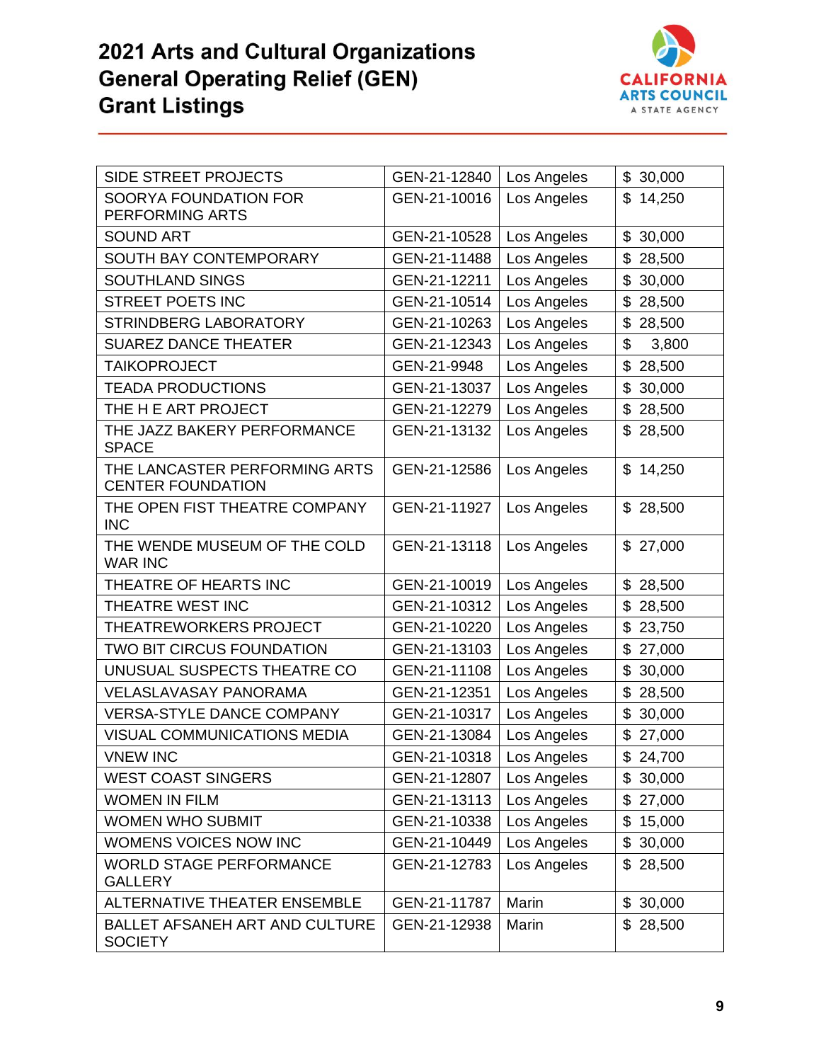# 2021 Arts and Cultural Organizations General Operating Relief (GEN) Grant Listings

| | | | |
|---|---|---|---|
| SIDE STREET PROJECTS | GEN-21-12840 | Los Angeles | $ 30,000 |
| SOORYA FOUNDATION FOR PERFORMING ARTS | GEN-21-10016 | Los Angeles | $ 14,250 |
| SOUND ART | GEN-21-10528 | Los Angeles | $ 30,000 |
| SOUTH BAY CONTEMPORARY | GEN-21-11488 | Los Angeles | $ 28,500 |
| SOUTHLAND SINGS | GEN-21-12211 | Los Angeles | $ 30,000 |
| STREET POETS INC | GEN-21-10514 | Los Angeles | $ 28,500 |
| STRINDBERG LABORATORY | GEN-21-10263 | Los Angeles | $ 28,500 |
| SUAREZ DANCE THEATER | GEN-21-12343 | Los Angeles | $ 3,800 |
| TAIKOPROJECT | GEN-21-9948 | Los Angeles | $ 28,500 |
| TEADA PRODUCTIONS | GEN-21-13037 | Los Angeles | $ 30,000 |
| THE H E ART PROJECT | GEN-21-12279 | Los Angeles | $ 28,500 |
| THE JAZZ BAKERY PERFORMANCE SPACE | GEN-21-13132 | Los Angeles | $ 28,500 |
| THE LANCASTER PERFORMING ARTS CENTER FOUNDATION | GEN-21-12586 | Los Angeles | $ 14,250 |
| THE OPEN FIST THEATRE COMPANY INC | GEN-21-11927 | Los Angeles | $ 28,500 |
| THE WENDE MUSEUM OF THE COLD WAR INC | GEN-21-13118 | Los Angeles | $ 27,000 |
| THEATRE OF HEARTS INC | GEN-21-10019 | Los Angeles | $ 28,500 |
| THEATRE WEST INC | GEN-21-10312 | Los Angeles | $ 28,500 |
| THEATREWORKERS PROJECT | GEN-21-10220 | Los Angeles | $ 23,750 |
| TWO BIT CIRCUS FOUNDATION | GEN-21-13103 | Los Angeles | $ 27,000 |
| UNUSUAL SUSPECTS THEATRE CO | GEN-21-11108 | Los Angeles | $ 30,000 |
| VELASLAVASAY PANORAMA | GEN-21-12351 | Los Angeles | $ 28,500 |
| VERSA-STYLE DANCE COMPANY | GEN-21-10317 | Los Angeles | $ 30,000 |
| VISUAL COMMUNICATIONS MEDIA | GEN-21-13084 | Los Angeles | $ 27,000 |
| VNEW INC | GEN-21-10318 | Los Angeles | $ 24,700 |
| WEST COAST SINGERS | GEN-21-12807 | Los Angeles | $ 30,000 |
| WOMEN IN FILM | GEN-21-13113 | Los Angeles | $ 27,000 |
| WOMEN WHO SUBMIT | GEN-21-10338 | Los Angeles | $ 15,000 |
| WOMENS VOICES NOW INC | GEN-21-10449 | Los Angeles | $ 30,000 |
| WORLD STAGE PERFORMANCE GALLERY | GEN-21-12783 | Los Angeles | $ 28,500 |
| ALTERNATIVE THEATER ENSEMBLE | GEN-21-11787 | Marin | $ 30,000 |
| BALLET AFSANEH ART AND CULTURE SOCIETY | GEN-21-12938 | Marin | $ 28,500 |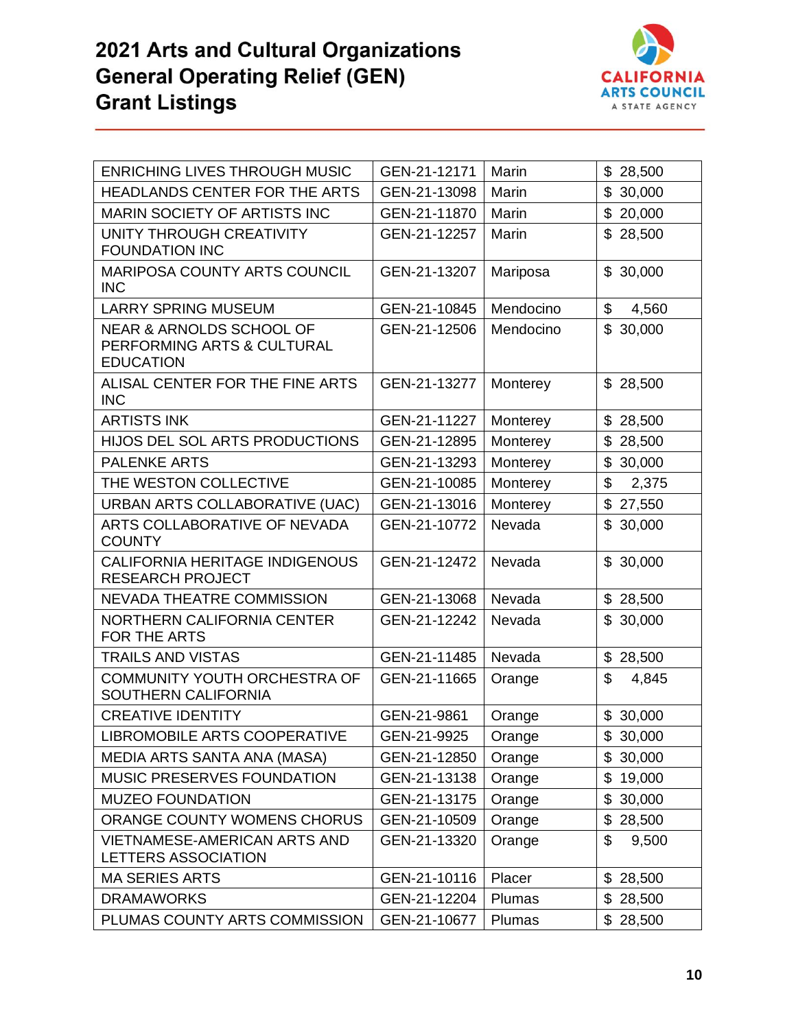# 2021 Arts and Cultural Organizations General Operating Relief (GEN) Grant Listings

| | | | |
|---|---|---|---|
| ENRICHING LIVES THROUGH MUSIC | GEN-21-12171 | Marin | $ 28,500 |
| HEADLANDS CENTER FOR THE ARTS | GEN-21-13098 | Marin | $ 30,000 |
| MARIN SOCIETY OF ARTISTS INC | GEN-21-11870 | Marin | $ 20,000 |
| UNITY THROUGH CREATIVITY FOUNDATION INC | GEN-21-12257 | Marin | $ 28,500 |
| MARIPOSA COUNTY ARTS COUNCIL INC | GEN-21-13207 | Mariposa | $ 30,000 |
| LARRY SPRING MUSEUM | GEN-21-10845 | Mendocino | $ 4,560 |
| NEAR & ARNOLDS SCHOOL OF PERFORMING ARTS & CULTURAL EDUCATION | GEN-21-12506 | Mendocino | $ 30,000 |
| ALISAL CENTER FOR THE FINE ARTS INC | GEN-21-13277 | Monterey | $ 28,500 |
| ARTISTS INK | GEN-21-11227 | Monterey | $ 28,500 |
| HIJOS DEL SOL ARTS PRODUCTIONS | GEN-21-12895 | Monterey | $ 28,500 |
| PALENKE ARTS | GEN-21-13293 | Monterey | $ 30,000 |
| THE WESTON COLLECTIVE | GEN-21-10085 | Monterey | $ 2,375 |
| URBAN ARTS COLLABORATIVE (UAC) | GEN-21-13016 | Monterey | $ 27,550 |
| ARTS COLLABORATIVE OF NEVADA COUNTY | GEN-21-10772 | Nevada | $ 30,000 |
| CALIFORNIA HERITAGE INDIGENOUS RESEARCH PROJECT | GEN-21-12472 | Nevada | $ 30,000 |
| NEVADA THEATRE COMMISSION | GEN-21-13068 | Nevada | $ 28,500 |
| NORTHERN CALIFORNIA CENTER FOR THE ARTS | GEN-21-12242 | Nevada | $ 30,000 |
| TRAILS AND VISTAS | GEN-21-11485 | Nevada | $ 28,500 |
| COMMUNITY YOUTH ORCHESTRA OF SOUTHERN CALIFORNIA | GEN-21-11665 | Orange | $ 4,845 |
| CREATIVE IDENTITY | GEN-21-9861 | Orange | $ 30,000 |
| LIBROMOBILE ARTS COOPERATIVE | GEN-21-9925 | Orange | $ 30,000 |
| MEDIA ARTS SANTA ANA (MASA) | GEN-21-12850 | Orange | $ 30,000 |
| MUSIC PRESERVES FOUNDATION | GEN-21-13138 | Orange | $ 19,000 |
| MUZEO FOUNDATION | GEN-21-13175 | Orange | $ 30,000 |
| ORANGE COUNTY WOMENS CHORUS | GEN-21-10509 | Orange | $ 28,500 |
| VIETNAMESE-AMERICAN ARTS AND LETTERS ASSOCIATION | GEN-21-13320 | Orange | $ 9,500 |
| MA SERIES ARTS | GEN-21-10116 | Placer | $ 28,500 |
| DRAMAWORKS | GEN-21-12204 | Plumas | $ 28,500 |
| PLUMAS COUNTY ARTS COMMISSION | GEN-21-10677 | Plumas | $ 28,500 |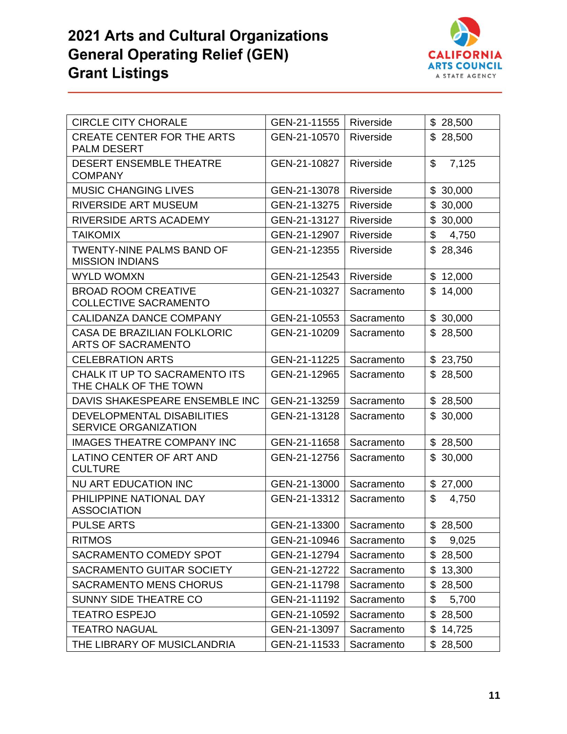# 2021 Arts and Cultural Organizations General Operating Relief (GEN) Grant Listings

| | | | |
|---|---|---|---|
| CIRCLE CITY CHORALE | GEN-21-11555 | Riverside | $ 28,500 |
| CREATE CENTER FOR THE ARTS PALM DESERT | GEN-21-10570 | Riverside | $ 28,500 |
| DESERT ENSEMBLE THEATRE COMPANY | GEN-21-10827 | Riverside | $ 7,125 |
| MUSIC CHANGING LIVES | GEN-21-13078 | Riverside | $ 30,000 |
| RIVERSIDE ART MUSEUM | GEN-21-13275 | Riverside | $ 30,000 |
| RIVERSIDE ARTS ACADEMY | GEN-21-13127 | Riverside | $ 30,000 |
| TAIKOMIX | GEN-21-12907 | Riverside | $ 4,750 |
| TWENTY-NINE PALMS BAND OF MISSION INDIANS | GEN-21-12355 | Riverside | $ 28,346 |
| WYLD WOMXN | GEN-21-12543 | Riverside | $ 12,000 |
| BROAD ROOM CREATIVE COLLECTIVE SACRAMENTO | GEN-21-10327 | Sacramento | $ 14,000 |
| CALIDANZA DANCE COMPANY | GEN-21-10553 | Sacramento | $ 30,000 |
| CASA DE BRAZILIAN FOLKLORIC ARTS OF SACRAMENTO | GEN-21-10209 | Sacramento | $ 28,500 |
| CELEBRATION ARTS | GEN-21-11225 | Sacramento | $ 23,750 |
| CHALK IT UP TO SACRAMENTO ITS THE CHALK OF THE TOWN | GEN-21-12965 | Sacramento | $ 28,500 |
| DAVIS SHAKESPEARE ENSEMBLE INC | GEN-21-13259 | Sacramento | $ 28,500 |
| DEVELOPMENTAL DISABILITIES SERVICE ORGANIZATION | GEN-21-13128 | Sacramento | $ 30,000 |
| IMAGES THEATRE COMPANY INC | GEN-21-11658 | Sacramento | $ 28,500 |
| LATINO CENTER OF ART AND CULTURE | GEN-21-12756 | Sacramento | $ 30,000 |
| NU ART EDUCATION INC | GEN-21-13000 | Sacramento | $ 27,000 |
| PHILIPPINE NATIONAL DAY ASSOCIATION | GEN-21-13312 | Sacramento | $ 4,750 |
| PULSE ARTS | GEN-21-13300 | Sacramento | $ 28,500 |
| RITMOS | GEN-21-10946 | Sacramento | $ 9,025 |
| SACRAMENTO COMEDY SPOT | GEN-21-12794 | Sacramento | $ 28,500 |
| SACRAMENTO GUITAR SOCIETY | GEN-21-12722 | Sacramento | $ 13,300 |
| SACRAMENTO MENS CHORUS | GEN-21-11798 | Sacramento | $ 28,500 |
| SUNNY SIDE THEATRE CO | GEN-21-11192 | Sacramento | $ 5,700 |
| TEATRO ESPEJO | GEN-21-10592 | Sacramento | $ 28,500 |
| TEATRO NAGUAL | GEN-21-13097 | Sacramento | $ 14,725 |
| THE LIBRARY OF MUSICLANDRIA | GEN-21-11533 | Sacramento | $ 28,500 |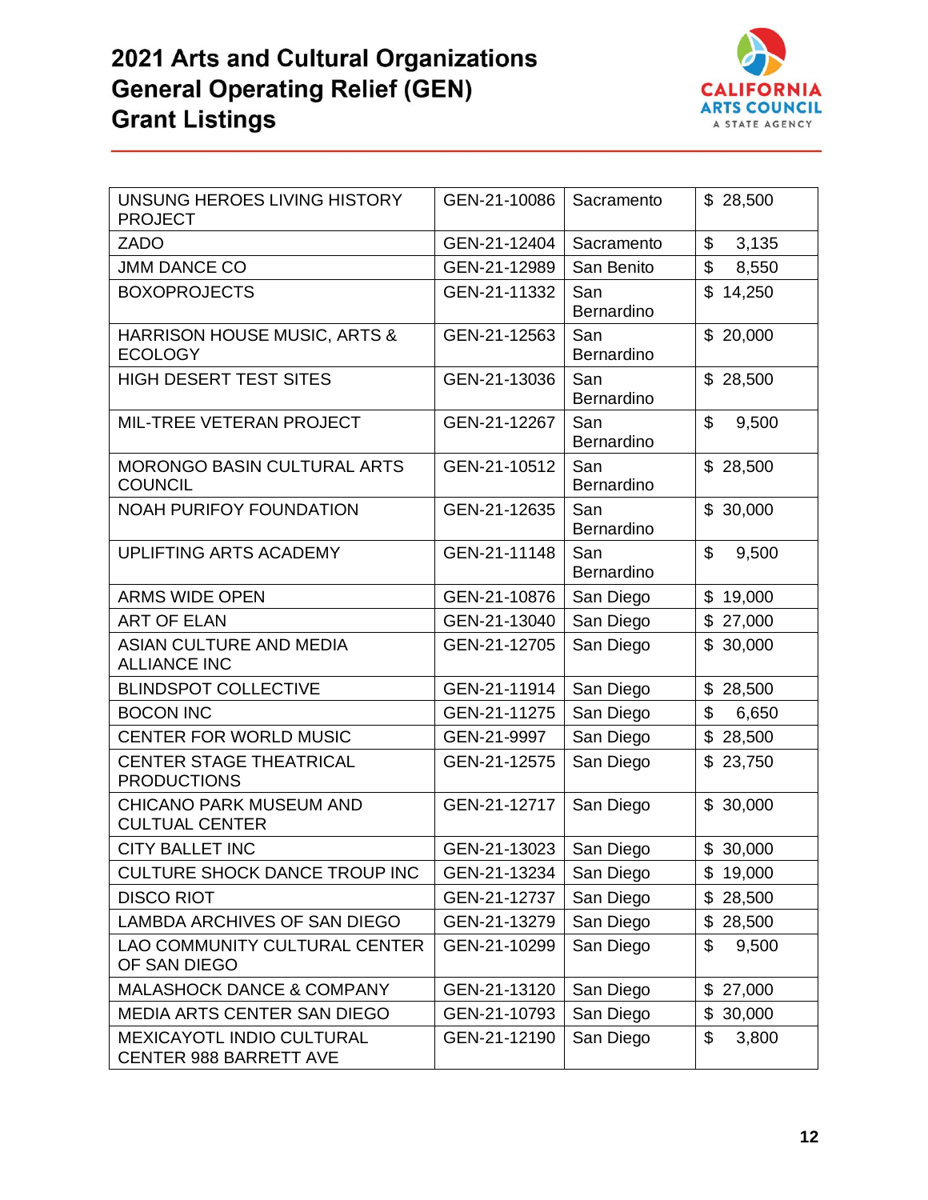# 2021 Arts and Cultural Organizations General Operating Relief (GEN) Grant Listings

| | | | |
|---|---|---|---|
| UNSUNG HEROES LIVING HISTORY PROJECT | GEN-21-10086 | Sacramento | $ 28,500 |
| ZADO | GEN-21-12404 | Sacramento | $ 3,135 |
| JMM DANCE CO | GEN-21-12989 | San Benito | $ 8,550 |
| BOXOPROJECTS | GEN-21-11332 | San Bernardino | $ 14,250 |
| HARRISON HOUSE MUSIC, ARTS & ECOLOGY | GEN-21-12563 | San Bernardino | $ 20,000 |
| HIGH DESERT TEST SITES | GEN-21-13036 | San Bernardino | $ 28,500 |
| MIL-TREE VETERAN PROJECT | GEN-21-12267 | San Bernardino | $ 9,500 |
| MORONGO BASIN CULTURAL ARTS COUNCIL | GEN-21-10512 | San Bernardino | $ 28,500 |
| NOAH PURIFOY FOUNDATION | GEN-21-12635 | San Bernardino | $ 30,000 |
| UPLIFTING ARTS ACADEMY | GEN-21-11148 | San Bernardino | $ 9,500 |
| ARMS WIDE OPEN | GEN-21-10876 | San Diego | $ 19,000 |
| ART OF ELAN | GEN-21-13040 | San Diego | $ 27,000 |
| ASIAN CULTURE AND MEDIA ALLIANCE INC | GEN-21-12705 | San Diego | $ 30,000 |
| BLINDSPOT COLLECTIVE | GEN-21-11914 | San Diego | $ 28,500 |
| BOCON INC | GEN-21-11275 | San Diego | $ 6,650 |
| CENTER FOR WORLD MUSIC | GEN-21-9997 | San Diego | $ 28,500 |
| CENTER STAGE THEATRICAL PRODUCTIONS | GEN-21-12575 | San Diego | $ 23,750 |
| CHICANO PARK MUSEUM AND CULTUAL CENTER | GEN-21-12717 | San Diego | $ 30,000 |
| CITY BALLET INC | GEN-21-13023 | San Diego | $ 30,000 |
| CULTURE SHOCK DANCE TROUP INC | GEN-21-13234 | San Diego | $ 19,000 |
| DISCO RIOT | GEN-21-12737 | San Diego | $ 28,500 |
| LAMBDA ARCHIVES OF SAN DIEGO | GEN-21-13279 | San Diego | $ 28,500 |
| LAO COMMUNITY CULTURAL CENTER OF SAN DIEGO | GEN-21-10299 | San Diego | $ 9,500 |
| MALASHOCK DANCE & COMPANY | GEN-21-13120 | San Diego | $ 27,000 |
| MEDIA ARTS CENTER SAN DIEGO | GEN-21-10793 | San Diego | $ 30,000 |
| MEXICAYOTL INDIO CULTURAL CENTER 988 BARRETT AVE | GEN-21-12190 | San Diego | $ 3,800 |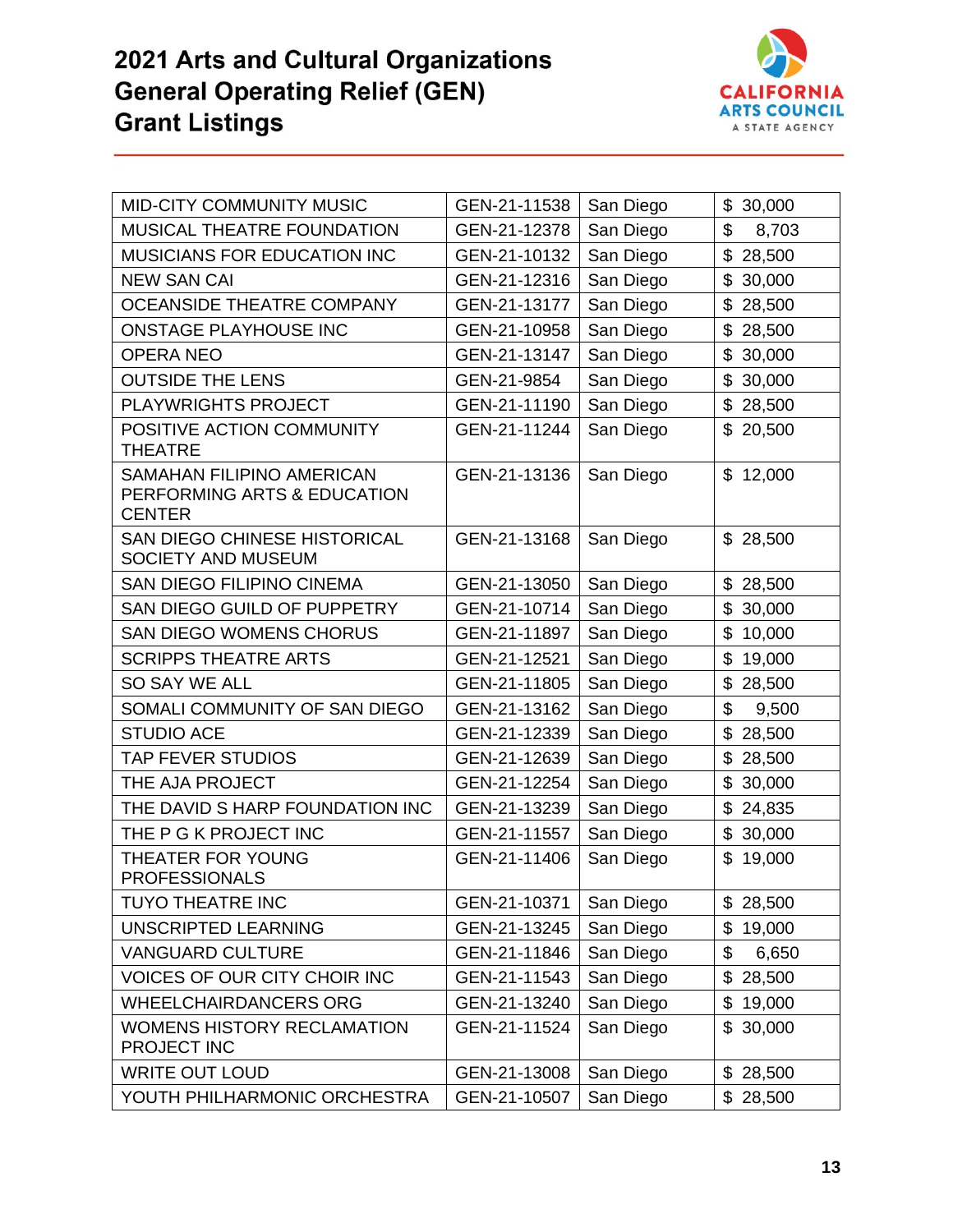# 2021 Arts and Cultural Organizations General Operating Relief (GEN) Grant Listings

| | | | |
|---|---|---|---|
| MID-CITY COMMUNITY MUSIC | GEN-21-11538 | San Diego | $ 30,000 |
| MUSICAL THEATRE FOUNDATION | GEN-21-12378 | San Diego | $ 8,703 |
| MUSICIANS FOR EDUCATION INC | GEN-21-10132 | San Diego | $ 28,500 |
| NEW SAN CAI | GEN-21-12316 | San Diego | $ 30,000 |
| OCEANSIDE THEATRE COMPANY | GEN-21-13177 | San Diego | $ 28,500 |
| ONSTAGE PLAYHOUSE INC | GEN-21-10958 | San Diego | $ 28,500 |
| OPERA NEO | GEN-21-13147 | San Diego | $ 30,000 |
| OUTSIDE THE LENS | GEN-21-9854 | San Diego | $ 30,000 |
| PLAYWRIGHTS PROJECT | GEN-21-11190 | San Diego | $ 28,500 |
| POSITIVE ACTION COMMUNITY THEATRE | GEN-21-11244 | San Diego | $ 20,500 |
| SAMAHAN FILIPINO AMERICAN PERFORMING ARTS & EDUCATION CENTER | GEN-21-13136 | San Diego | $ 12,000 |
| SAN DIEGO CHINESE HISTORICAL SOCIETY AND MUSEUM | GEN-21-13168 | San Diego | $ 28,500 |
| SAN DIEGO FILIPINO CINEMA | GEN-21-13050 | San Diego | $ 28,500 |
| SAN DIEGO GUILD OF PUPPETRY | GEN-21-10714 | San Diego | $ 30,000 |
| SAN DIEGO WOMENS CHORUS | GEN-21-11897 | San Diego | $ 10,000 |
| SCRIPPS THEATRE ARTS | GEN-21-12521 | San Diego | $ 19,000 |
| SO SAY WE ALL | GEN-21-11805 | San Diego | $ 28,500 |
| SOMALI COMMUNITY OF SAN DIEGO | GEN-21-13162 | San Diego | $ 9,500 |
| STUDIO ACE | GEN-21-12339 | San Diego | $ 28,500 |
| TAP FEVER STUDIOS | GEN-21-12639 | San Diego | $ 28,500 |
| THE AJA PROJECT | GEN-21-12254 | San Diego | $ 30,000 |
| THE DAVID S HARP FOUNDATION INC | GEN-21-13239 | San Diego | $ 24,835 |
| THE P G K PROJECT INC | GEN-21-11557 | San Diego | $ 30,000 |
| THEATER FOR YOUNG PROFESSIONALS | GEN-21-11406 | San Diego | $ 19,000 |
| TUYO THEATRE INC | GEN-21-10371 | San Diego | $ 28,500 |
| UNSCRIPTED LEARNING | GEN-21-13245 | San Diego | $ 19,000 |
| VANGUARD CULTURE | GEN-21-11846 | San Diego | $ 6,650 |
| VOICES OF OUR CITY CHOIR INC | GEN-21-11543 | San Diego | $ 28,500 |
| WHEELCHAIRDANCERS ORG | GEN-21-13240 | San Diego | $ 19,000 |
| WOMENS HISTORY RECLAMATION PROJECT INC | GEN-21-11524 | San Diego | $ 30,000 |
| WRITE OUT LOUD | GEN-21-13008 | San Diego | $ 28,500 |
| YOUTH PHILHARMONIC ORCHESTRA | GEN-21-10507 | San Diego | $ 28,500 |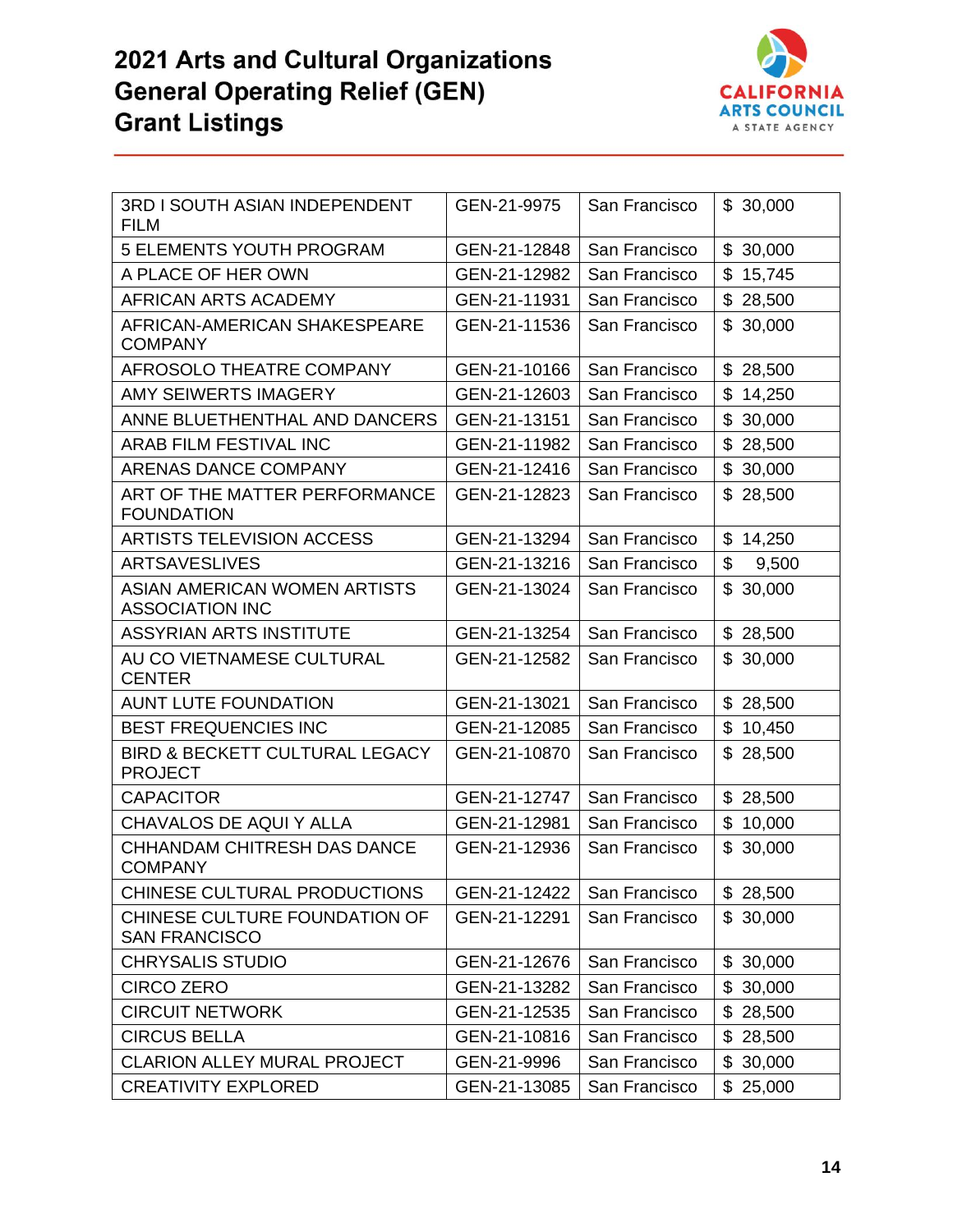# 2021 Arts and Cultural Organizations General Operating Relief (GEN) Grant Listings

| | | | |
|---|---|---|---|
| 3RD I SOUTH ASIAN INDEPENDENT FILM | GEN-21-9975 | San Francisco | $ 30,000 |
| 5 ELEMENTS YOUTH PROGRAM | GEN-21-12848 | San Francisco | $ 30,000 |
| A PLACE OF HER OWN | GEN-21-12982 | San Francisco | $ 15,745 |
| AFRICAN ARTS ACADEMY | GEN-21-11931 | San Francisco | $ 28,500 |
| AFRICAN-AMERICAN SHAKESPEARE COMPANY | GEN-21-11536 | San Francisco | $ 30,000 |
| AFROSOLO THEATRE COMPANY | GEN-21-10166 | San Francisco | $ 28,500 |
| AMY SEIWERTS IMAGERY | GEN-21-12603 | San Francisco | $ 14,250 |
| ANNE BLUETHENTHAL AND DANCERS | GEN-21-13151 | San Francisco | $ 30,000 |
| ARAB FILM FESTIVAL INC | GEN-21-11982 | San Francisco | $ 28,500 |
| ARENAS DANCE COMPANY | GEN-21-12416 | San Francisco | $ 30,000 |
| ART OF THE MATTER PERFORMANCE FOUNDATION | GEN-21-12823 | San Francisco | $ 28,500 |
| ARTISTS TELEVISION ACCESS | GEN-21-13294 | San Francisco | $ 14,250 |
| ARTSAVESLIVES | GEN-21-13216 | San Francisco | $ 9,500 |
| ASIAN AMERICAN WOMEN ARTISTS ASSOCIATION INC | GEN-21-13024 | San Francisco | $ 30,000 |
| ASSYRIAN ARTS INSTITUTE | GEN-21-13254 | San Francisco | $ 28,500 |
| AU CO VIETNAMESE CULTURAL CENTER | GEN-21-12582 | San Francisco | $ 30,000 |
| AUNT LUTE FOUNDATION | GEN-21-13021 | San Francisco | $ 28,500 |
| BEST FREQUENCIES INC | GEN-21-12085 | San Francisco | $ 10,450 |
| BIRD & BECKETT CULTURAL LEGACY PROJECT | GEN-21-10870 | San Francisco | $ 28,500 |
| CAPACITOR | GEN-21-12747 | San Francisco | $ 28,500 |
| CHAVALOS DE AQUI Y ALLA | GEN-21-12981 | San Francisco | $ 10,000 |
| CHHANDAM CHITRESH DAS DANCE COMPANY | GEN-21-12936 | San Francisco | $ 30,000 |
| CHINESE CULTURAL PRODUCTIONS | GEN-21-12422 | San Francisco | $ 28,500 |
| CHINESE CULTURE FOUNDATION OF SAN FRANCISCO | GEN-21-12291 | San Francisco | $ 30,000 |
| CHRYSALIS STUDIO | GEN-21-12676 | San Francisco | $ 30,000 |
| CIRCO ZERO | GEN-21-13282 | San Francisco | $ 30,000 |
| CIRCUIT NETWORK | GEN-21-12535 | San Francisco | $ 28,500 |
| CIRCUS BELLA | GEN-21-10816 | San Francisco | $ 28,500 |
| CLARION ALLEY MURAL PROJECT | GEN-21-9996 | San Francisco | $ 30,000 |
| CREATIVITY EXPLORED | GEN-21-13085 | San Francisco | $ 25,000 |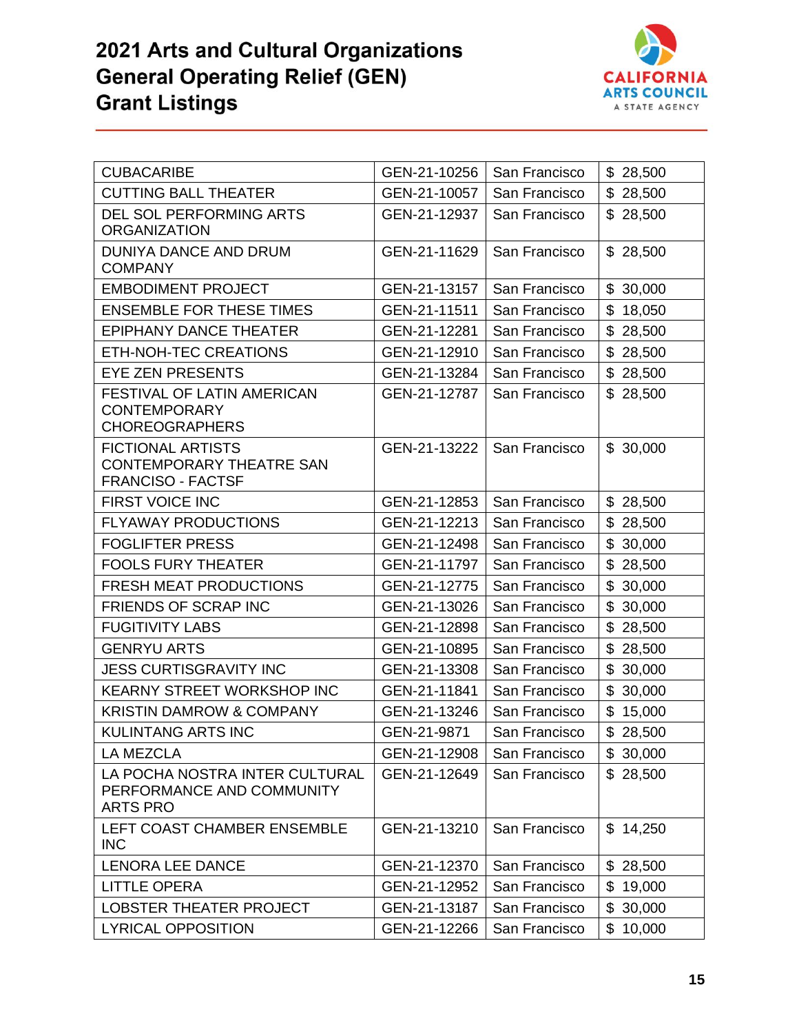# 2021 Arts and Cultural Organizations General Operating Relief (GEN) Grant Listings

| | | | |
|---|---|---|---|
| CUBACARIBE | GEN-21-10256 | San Francisco | $ 28,500 |
| CUTTING BALL THEATER | GEN-21-10057 | San Francisco | $ 28,500 |
| DEL SOL PERFORMING ARTS ORGANIZATION | GEN-21-12937 | San Francisco | $ 28,500 |
| DUNIYA DANCE AND DRUM COMPANY | GEN-21-11629 | San Francisco | $ 28,500 |
| EMBODIMENT PROJECT | GEN-21-13157 | San Francisco | $ 30,000 |
| ENSEMBLE FOR THESE TIMES | GEN-21-11511 | San Francisco | $ 18,050 |
| EPIPHANY DANCE THEATER | GEN-21-12281 | San Francisco | $ 28,500 |
| ETH-NOH-TEC CREATIONS | GEN-21-12910 | San Francisco | $ 28,500 |
| EYE ZEN PRESENTS | GEN-21-13284 | San Francisco | $ 28,500 |
| FESTIVAL OF LATIN AMERICAN CONTEMPORARY CHOREOGRAPHERS | GEN-21-12787 | San Francisco | $ 28,500 |
| FICTIONAL ARTISTS CONTEMPORARY THEATRE SAN FRANCISO - FACTSF | GEN-21-13222 | San Francisco | $ 30,000 |
| FIRST VOICE INC | GEN-21-12853 | San Francisco | $ 28,500 |
| FLYAWAY PRODUCTIONS | GEN-21-12213 | San Francisco | $ 28,500 |
| FOGLIFTER PRESS | GEN-21-12498 | San Francisco | $ 30,000 |
| FOOLS FURY THEATER | GEN-21-11797 | San Francisco | $ 28,500 |
| FRESH MEAT PRODUCTIONS | GEN-21-12775 | San Francisco | $ 30,000 |
| FRIENDS OF SCRAP INC | GEN-21-13026 | San Francisco | $ 30,000 |
| FUGITIVITY LABS | GEN-21-12898 | San Francisco | $ 28,500 |
| GENRYU ARTS | GEN-21-10895 | San Francisco | $ 28,500 |
| JESS CURTISGRAVITY INC | GEN-21-13308 | San Francisco | $ 30,000 |
| KEARNY STREET WORKSHOP INC | GEN-21-11841 | San Francisco | $ 30,000 |
| KRISTIN DAMROW & COMPANY | GEN-21-13246 | San Francisco | $ 15,000 |
| KULINTANG ARTS INC | GEN-21-9871 | San Francisco | $ 28,500 |
| LA MEZCLA | GEN-21-12908 | San Francisco | $ 30,000 |
| LA POCHA NOSTRA INTER CULTURAL PERFORMANCE AND COMMUNITY ARTS PRO | GEN-21-12649 | San Francisco | $ 28,500 |
| LEFT COAST CHAMBER ENSEMBLE INC | GEN-21-13210 | San Francisco | $ 14,250 |
| LENORA LEE DANCE | GEN-21-12370 | San Francisco | $ 28,500 |
| LITTLE OPERA | GEN-21-12952 | San Francisco | $ 19,000 |
| LOBSTER THEATER PROJECT | GEN-21-13187 | San Francisco | $ 30,000 |
| LYRICAL OPPOSITION | GEN-21-12266 | San Francisco | $ 10,000 |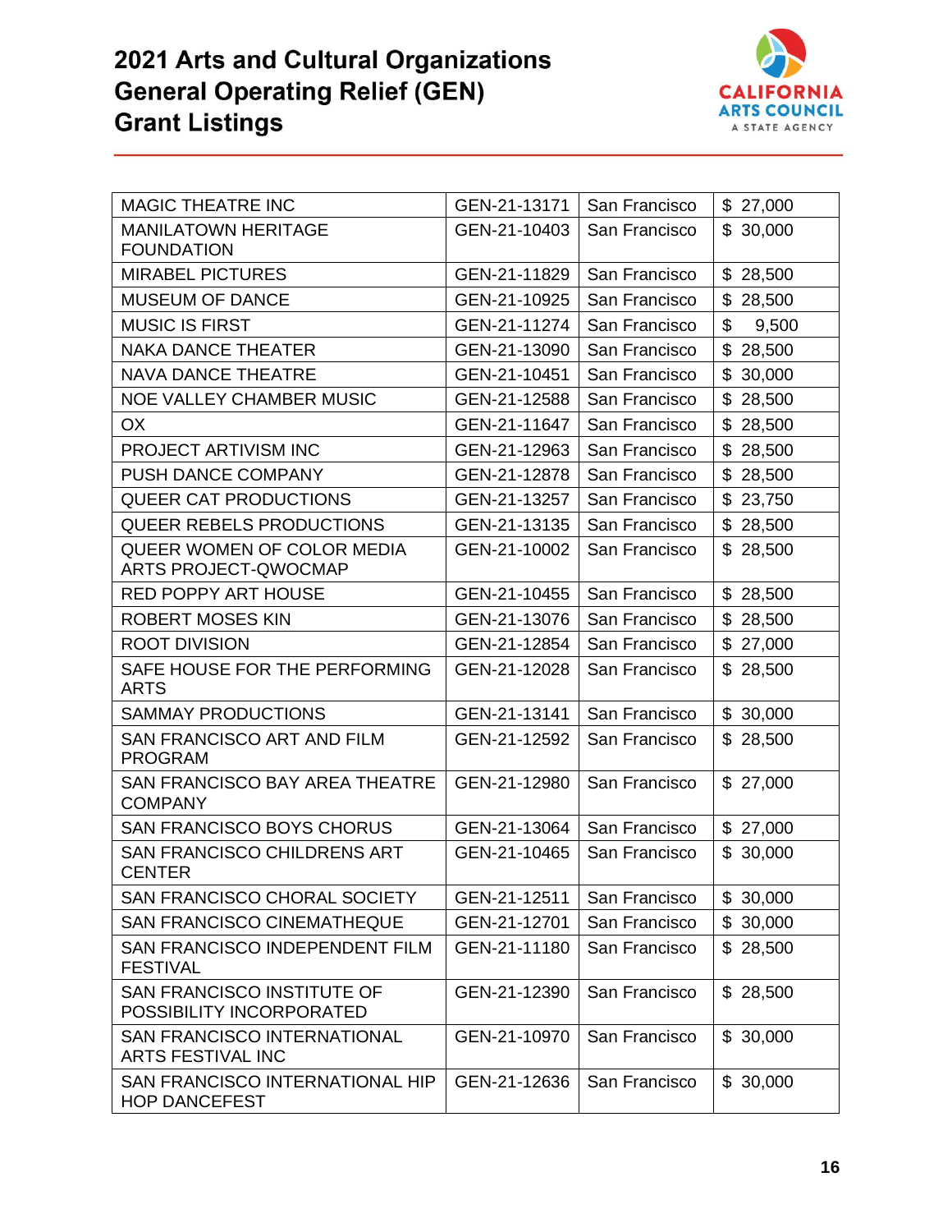# 2021 Arts and Cultural Organizations General Operating Relief (GEN) Grant Listings

| | | | |
|---|---|---|---|
| MAGIC THEATRE INC | GEN-21-13171 | San Francisco | $ 27,000 |
| MANILATOWN HERITAGE FOUNDATION | GEN-21-10403 | San Francisco | $ 30,000 |
| MIRABEL PICTURES | GEN-21-11829 | San Francisco | $ 28,500 |
| MUSEUM OF DANCE | GEN-21-10925 | San Francisco | $ 28,500 |
| MUSIC IS FIRST | GEN-21-11274 | San Francisco | $ 9,500 |
| NAKA DANCE THEATER | GEN-21-13090 | San Francisco | $ 28,500 |
| NAVA DANCE THEATRE | GEN-21-10451 | San Francisco | $ 30,000 |
| NOE VALLEY CHAMBER MUSIC | GEN-21-12588 | San Francisco | $ 28,500 |
| OX | GEN-21-11647 | San Francisco | $ 28,500 |
| PROJECT ARTIVISM INC | GEN-21-12963 | San Francisco | $ 28,500 |
| PUSH DANCE COMPANY | GEN-21-12878 | San Francisco | $ 28,500 |
| QUEER CAT PRODUCTIONS | GEN-21-13257 | San Francisco | $ 23,750 |
| QUEER REBELS PRODUCTIONS | GEN-21-13135 | San Francisco | $ 28,500 |
| QUEER WOMEN OF COLOR MEDIA ARTS PROJECT-QWOCMAP | GEN-21-10002 | San Francisco | $ 28,500 |
| RED POPPY ART HOUSE | GEN-21-10455 | San Francisco | $ 28,500 |
| ROBERT MOSES KIN | GEN-21-13076 | San Francisco | $ 28,500 |
| ROOT DIVISION | GEN-21-12854 | San Francisco | $ 27,000 |
| SAFE HOUSE FOR THE PERFORMING ARTS | GEN-21-12028 | San Francisco | $ 28,500 |
| SAMMAY PRODUCTIONS | GEN-21-13141 | San Francisco | $ 30,000 |
| SAN FRANCISCO ART AND FILM PROGRAM | GEN-21-12592 | San Francisco | $ 28,500 |
| SAN FRANCISCO BAY AREA THEATRE COMPANY | GEN-21-12980 | San Francisco | $ 27,000 |
| SAN FRANCISCO BOYS CHORUS | GEN-21-13064 | San Francisco | $ 27,000 |
| SAN FRANCISCO CHILDRENS ART CENTER | GEN-21-10465 | San Francisco | $ 30,000 |
| SAN FRANCISCO CHORAL SOCIETY | GEN-21-12511 | San Francisco | $ 30,000 |
| SAN FRANCISCO CINEMATHEQUE | GEN-21-12701 | San Francisco | $ 30,000 |
| SAN FRANCISCO INDEPENDENT FILM FESTIVAL | GEN-21-11180 | San Francisco | $ 28,500 |
| SAN FRANCISCO INSTITUTE OF POSSIBILITY INCORPORATED | GEN-21-12390 | San Francisco | $ 28,500 |
| SAN FRANCISCO INTERNATIONAL ARTS FESTIVAL INC | GEN-21-10970 | San Francisco | $ 30,000 |
| SAN FRANCISCO INTERNATIONAL HIP HOP DANCEFEST | GEN-21-12636 | San Francisco | $ 30,000 |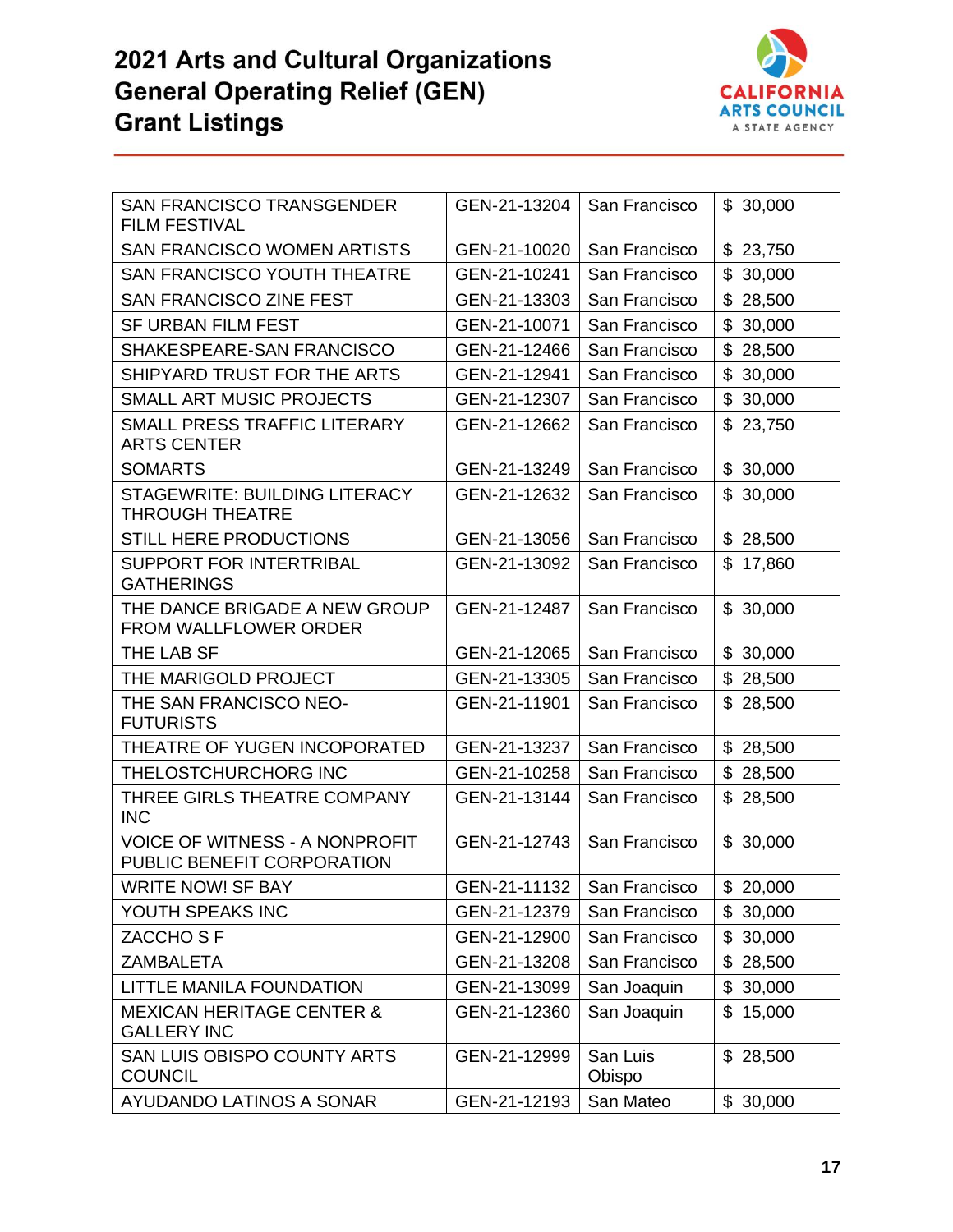# 2021 Arts and Cultural Organizations General Operating Relief (GEN) Grant Listings

| | | | |
|---|---|---|---|
| SAN FRANCISCO TRANSGENDER FILM FESTIVAL | GEN-21-13204 | San Francisco | $ 30,000 |
| SAN FRANCISCO WOMEN ARTISTS | GEN-21-10020 | San Francisco | $ 23,750 |
| SAN FRANCISCO YOUTH THEATRE | GEN-21-10241 | San Francisco | $ 30,000 |
| SAN FRANCISCO ZINE FEST | GEN-21-13303 | San Francisco | $ 28,500 |
| SF URBAN FILM FEST | GEN-21-10071 | San Francisco | $ 30,000 |
| SHAKESPEARE-SAN FRANCISCO | GEN-21-12466 | San Francisco | $ 28,500 |
| SHIPYARD TRUST FOR THE ARTS | GEN-21-12941 | San Francisco | $ 30,000 |
| SMALL ART MUSIC PROJECTS | GEN-21-12307 | San Francisco | $ 30,000 |
| SMALL PRESS TRAFFIC LITERARY ARTS CENTER | GEN-21-12662 | San Francisco | $ 23,750 |
| SOMARTS | GEN-21-13249 | San Francisco | $ 30,000 |
| STAGEWRITE: BUILDING LITERACY THROUGH THEATRE | GEN-21-12632 | San Francisco | $ 30,000 |
| STILL HERE PRODUCTIONS | GEN-21-13056 | San Francisco | $ 28,500 |
| SUPPORT FOR INTERTRIBAL GATHERINGS | GEN-21-13092 | San Francisco | $ 17,860 |
| THE DANCE BRIGADE A NEW GROUP FROM WALLFLOWER ORDER | GEN-21-12487 | San Francisco | $ 30,000 |
| THE LAB SF | GEN-21-12065 | San Francisco | $ 30,000 |
| THE MARIGOLD PROJECT | GEN-21-13305 | San Francisco | $ 28,500 |
| THE SAN FRANCISCO NEO-FUTURISTS | GEN-21-11901 | San Francisco | $ 28,500 |
| THEATRE OF YUGEN INCOPORATED | GEN-21-13237 | San Francisco | $ 28,500 |
| THELOSTCHURCHORG INC | GEN-21-10258 | San Francisco | $ 28,500 |
| THREE GIRLS THEATRE COMPANY INC | GEN-21-13144 | San Francisco | $ 28,500 |
| VOICE OF WITNESS - A NONPROFIT PUBLIC BENEFIT CORPORATION | GEN-21-12743 | San Francisco | $ 30,000 |
| WRITE NOW! SF BAY | GEN-21-11132 | San Francisco | $ 20,000 |
| YOUTH SPEAKS INC | GEN-21-12379 | San Francisco | $ 30,000 |
| ZACCHO S F | GEN-21-12900 | San Francisco | $ 30,000 |
| ZAMBALETA | GEN-21-13208 | San Francisco | $ 28,500 |
| LITTLE MANILA FOUNDATION | GEN-21-13099 | San Joaquin | $ 30,000 |
| MEXICAN HERITAGE CENTER & GALLERY INC | GEN-21-12360 | San Joaquin | $ 15,000 |
| SAN LUIS OBISPO COUNTY ARTS COUNCIL | GEN-21-12999 | San Luis Obispo | $ 28,500 |
| AYUDANDO LATINOS A SONAR | GEN-21-12193 | San Mateo | $ 30,000 |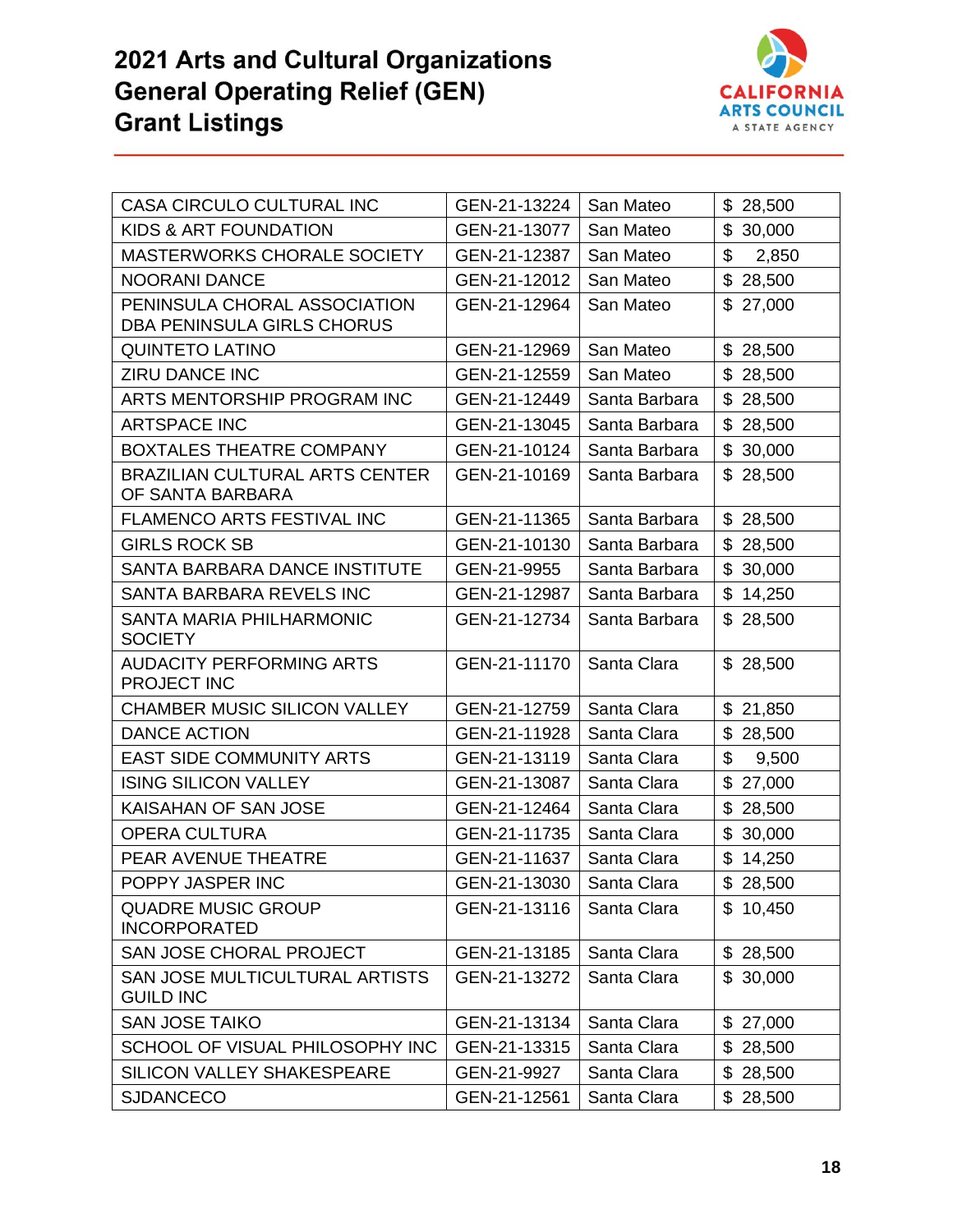# 2021 Arts and Cultural Organizations General Operating Relief (GEN) Grant Listings

| | | | |
|---|---|---|---|
| CASA CIRCULO CULTURAL INC | GEN-21-13224 | San Mateo | $ 28,500 |
| KIDS & ART FOUNDATION | GEN-21-13077 | San Mateo | $ 30,000 |
| MASTERWORKS CHORALE SOCIETY | GEN-21-12387 | San Mateo | $ 2,850 |
| NOORANI DANCE | GEN-21-12012 | San Mateo | $ 28,500 |
| PENINSULA CHORAL ASSOCIATION DBA PENINSULA GIRLS CHORUS | GEN-21-12964 | San Mateo | $ 27,000 |
| QUINTETO LATINO | GEN-21-12969 | San Mateo | $ 28,500 |
| ZIRU DANCE INC | GEN-21-12559 | San Mateo | $ 28,500 |
| ARTS MENTORSHIP PROGRAM INC | GEN-21-12449 | Santa Barbara | $ 28,500 |
| ARTSPACE INC | GEN-21-13045 | Santa Barbara | $ 28,500 |
| BOXTALES THEATRE COMPANY | GEN-21-10124 | Santa Barbara | $ 30,000 |
| BRAZILIAN CULTURAL ARTS CENTER OF SANTA BARBARA | GEN-21-10169 | Santa Barbara | $ 28,500 |
| FLAMENCO ARTS FESTIVAL INC | GEN-21-11365 | Santa Barbara | $ 28,500 |
| GIRLS ROCK SB | GEN-21-10130 | Santa Barbara | $ 28,500 |
| SANTA BARBARA DANCE INSTITUTE | GEN-21-9955 | Santa Barbara | $ 30,000 |
| SANTA BARBARA REVELS INC | GEN-21-12987 | Santa Barbara | $ 14,250 |
| SANTA MARIA PHILHARMONIC SOCIETY | GEN-21-12734 | Santa Barbara | $ 28,500 |
| AUDACITY PERFORMING ARTS PROJECT INC | GEN-21-11170 | Santa Clara | $ 28,500 |
| CHAMBER MUSIC SILICON VALLEY | GEN-21-12759 | Santa Clara | $ 21,850 |
| DANCE ACTION | GEN-21-11928 | Santa Clara | $ 28,500 |
| EAST SIDE COMMUNITY ARTS | GEN-21-13119 | Santa Clara | $ 9,500 |
| ISING SILICON VALLEY | GEN-21-13087 | Santa Clara | $ 27,000 |
| KAISAHAN OF SAN JOSE | GEN-21-12464 | Santa Clara | $ 28,500 |
| OPERA CULTURA | GEN-21-11735 | Santa Clara | $ 30,000 |
| PEAR AVENUE THEATRE | GEN-21-11637 | Santa Clara | $ 14,250 |
| POPPY JASPER INC | GEN-21-13030 | Santa Clara | $ 28,500 |
| QUADRE MUSIC GROUP INCORPORATED | GEN-21-13116 | Santa Clara | $ 10,450 |
| SAN JOSE CHORAL PROJECT | GEN-21-13185 | Santa Clara | $ 28,500 |
| SAN JOSE MULTICULTURAL ARTISTS GUILD INC | GEN-21-13272 | Santa Clara | $ 30,000 |
| SAN JOSE TAIKO | GEN-21-13134 | Santa Clara | $ 27,000 |
| SCHOOL OF VISUAL PHILOSOPHY INC | GEN-21-13315 | Santa Clara | $ 28,500 |
| SILICON VALLEY SHAKESPEARE | GEN-21-9927 | Santa Clara | $ 28,500 |
| SJDANCECO | GEN-21-12561 | Santa Clara | $ 28,500 |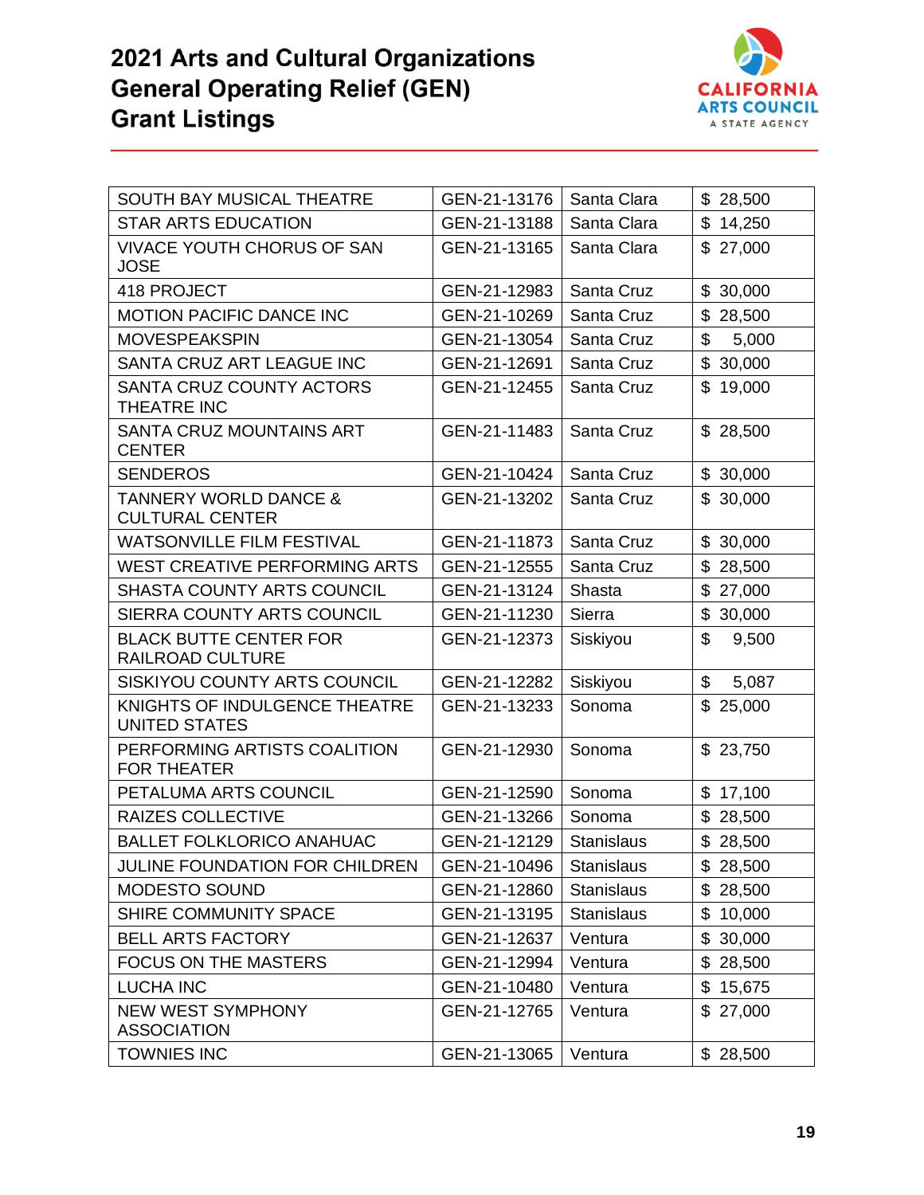# 2021 Arts and Cultural Organizations General Operating Relief (GEN) Grant Listings

| | | | |
|---|---|---|---|
| SOUTH BAY MUSICAL THEATRE | GEN-21-13176 | Santa Clara | $ 28,500 |
| STAR ARTS EDUCATION | GEN-21-13188 | Santa Clara | $ 14,250 |
| VIVACE YOUTH CHORUS OF SAN JOSE | GEN-21-13165 | Santa Clara | $ 27,000 |
| 418 PROJECT | GEN-21-12983 | Santa Cruz | $ 30,000 |
| MOTION PACIFIC DANCE INC | GEN-21-10269 | Santa Cruz | $ 28,500 |
| MOVESPEAKSPIN | GEN-21-13054 | Santa Cruz | $ 5,000 |
| SANTA CRUZ ART LEAGUE INC | GEN-21-12691 | Santa Cruz | $ 30,000 |
| SANTA CRUZ COUNTY ACTORS THEATRE INC | GEN-21-12455 | Santa Cruz | $ 19,000 |
| SANTA CRUZ MOUNTAINS ART CENTER | GEN-21-11483 | Santa Cruz | $ 28,500 |
| SENDEROS | GEN-21-10424 | Santa Cruz | $ 30,000 |
| TANNERY WORLD DANCE & CULTURAL CENTER | GEN-21-13202 | Santa Cruz | $ 30,000 |
| WATSONVILLE FILM FESTIVAL | GEN-21-11873 | Santa Cruz | $ 30,000 |
| WEST CREATIVE PERFORMING ARTS | GEN-21-12555 | Santa Cruz | $ 28,500 |
| SHASTA COUNTY ARTS COUNCIL | GEN-21-13124 | Shasta | $ 27,000 |
| SIERRA COUNTY ARTS COUNCIL | GEN-21-11230 | Sierra | $ 30,000 |
| BLACK BUTTE CENTER FOR RAILROAD CULTURE | GEN-21-12373 | Siskiyou | $ 9,500 |
| SISKIYOU COUNTY ARTS COUNCIL | GEN-21-12282 | Siskiyou | $ 5,087 |
| KNIGHTS OF INDULGENCE THEATRE UNITED STATES | GEN-21-13233 | Sonoma | $ 25,000 |
| PERFORMING ARTISTS COALITION FOR THEATER | GEN-21-12930 | Sonoma | $ 23,750 |
| PETALUMA ARTS COUNCIL | GEN-21-12590 | Sonoma | $ 17,100 |
| RAIZES COLLECTIVE | GEN-21-13266 | Sonoma | $ 28,500 |
| BALLET FOLKLORICO ANAHUAC | GEN-21-12129 | Stanislaus | $ 28,500 |
| JULINE FOUNDATION FOR CHILDREN | GEN-21-10496 | Stanislaus | $ 28,500 |
| MODESTO SOUND | GEN-21-12860 | Stanislaus | $ 28,500 |
| SHIRE COMMUNITY SPACE | GEN-21-13195 | Stanislaus | $ 10,000 |
| BELL ARTS FACTORY | GEN-21-12637 | Ventura | $ 30,000 |
| FOCUS ON THE MASTERS | GEN-21-12994 | Ventura | $ 28,500 |
| LUCHA INC | GEN-21-10480 | Ventura | $ 15,675 |
| NEW WEST SYMPHONY ASSOCIATION | GEN-21-12765 | Ventura | $ 27,000 |
| TOWNIES INC | GEN-21-13065 | Ventura | $ 28,500 |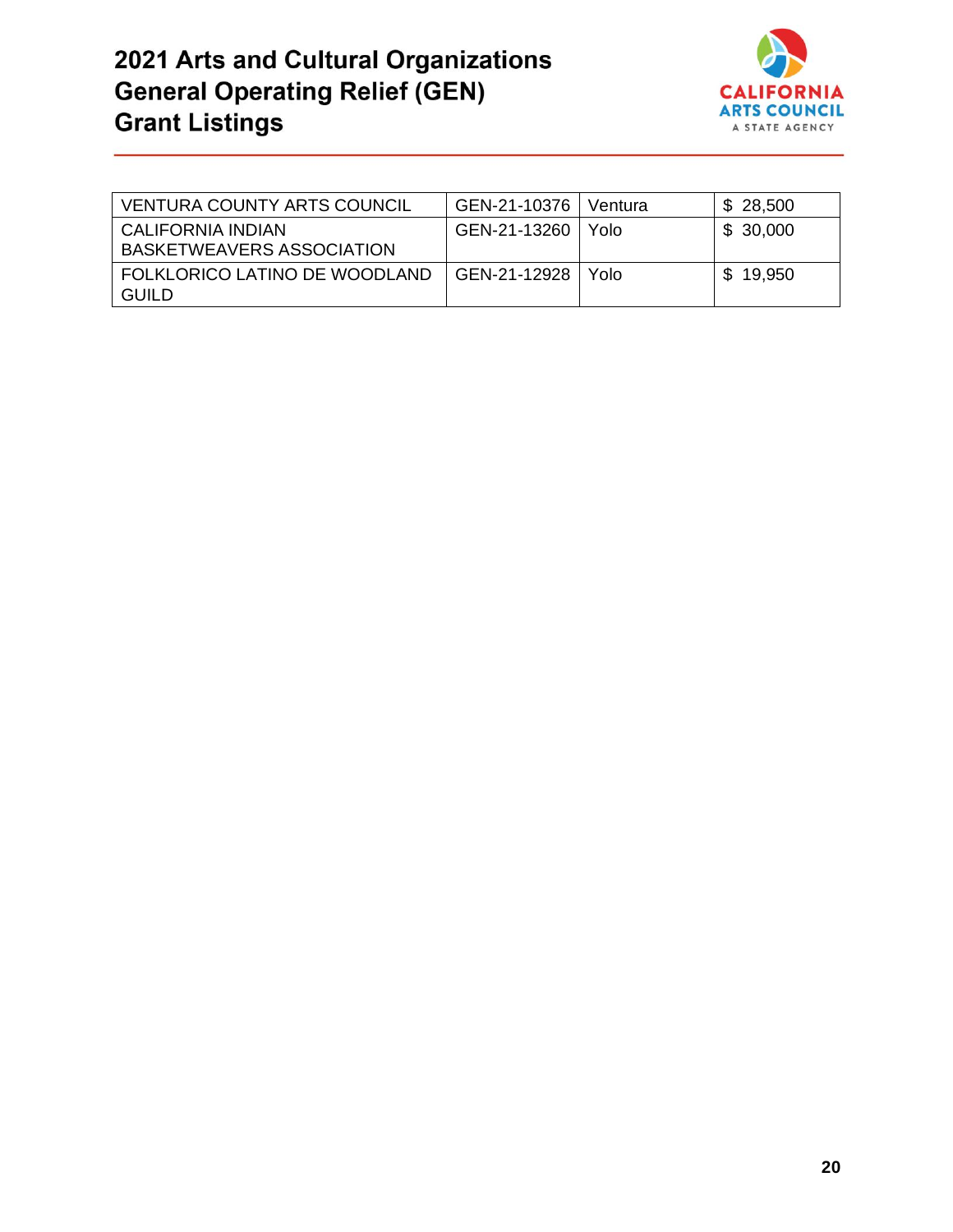# 2021 Arts and Cultural Organizations General Operating Relief (GEN) Grant Listings

| | | | |
|---|---|---|---|
| VENTURA COUNTY ARTS COUNCIL | GEN-21-10376 | Ventura | $ 28,500 |
| CALIFORNIA INDIAN BASKETWEAVERS ASSOCIATION | GEN-21-13260 | Yolo | $ 30,000 |
| FOLKLORICO LATINO DE WOODLAND GUILD | GEN-21-12928 | Yolo | $ 19,950 |